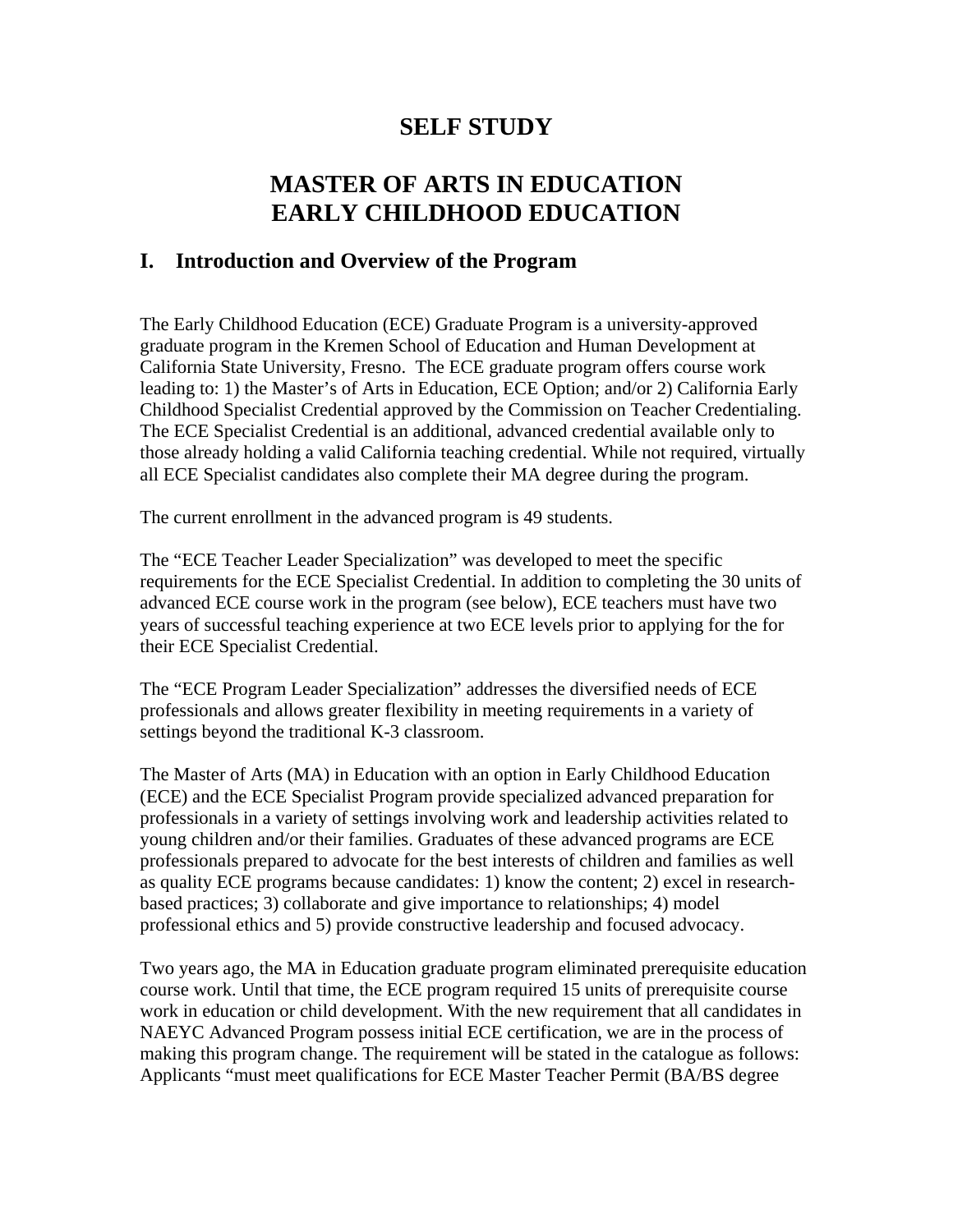# SELF STUDY

# MASTER OF ARTS IN EDUCATION
# EARLY CHILDHOOD EDUCATION

## I. Introduction and Overview of the Program

The Early Childhood Education (ECE) Graduate Program is a university-approved graduate program in the Kremen School of Education and Human Development at California State University, Fresno. The ECE graduate program offers course work leading to: 1) the Master's of Arts in Education, ECE Option; and/or 2) California Early Childhood Specialist Credential approved by the Commission on Teacher Credentialing. The ECE Specialist Credential is an additional, advanced credential available only to those already holding a valid California teaching credential. While not required, virtually all ECE Specialist candidates also complete their MA degree during the program.

The current enrollment in the advanced program is 49 students.

The "ECE Teacher Leader Specialization" was developed to meet the specific requirements for the ECE Specialist Credential. In addition to completing the 30 units of advanced ECE course work in the program (see below), ECE teachers must have two years of successful teaching experience at two ECE levels prior to applying for the for their ECE Specialist Credential.

The "ECE Program Leader Specialization" addresses the diversified needs of ECE professionals and allows greater flexibility in meeting requirements in a variety of settings beyond the traditional K-3 classroom.

The Master of Arts (MA) in Education with an option in Early Childhood Education (ECE) and the ECE Specialist Program provide specialized advanced preparation for professionals in a variety of settings involving work and leadership activities related to young children and/or their families. Graduates of these advanced programs are ECE professionals prepared to advocate for the best interests of children and families as well as quality ECE programs because candidates: 1) know the content; 2) excel in research-based practices; 3) collaborate and give importance to relationships; 4) model professional ethics and 5) provide constructive leadership and focused advocacy.

Two years ago, the MA in Education graduate program eliminated prerequisite education course work. Until that time, the ECE program required 15 units of prerequisite course work in education or child development. With the new requirement that all candidates in NAEYC Advanced Program possess initial ECE certification, we are in the process of making this program change. The requirement will be stated in the catalogue as follows: Applicants "must meet qualifications for ECE Master Teacher Permit (BA/BS degree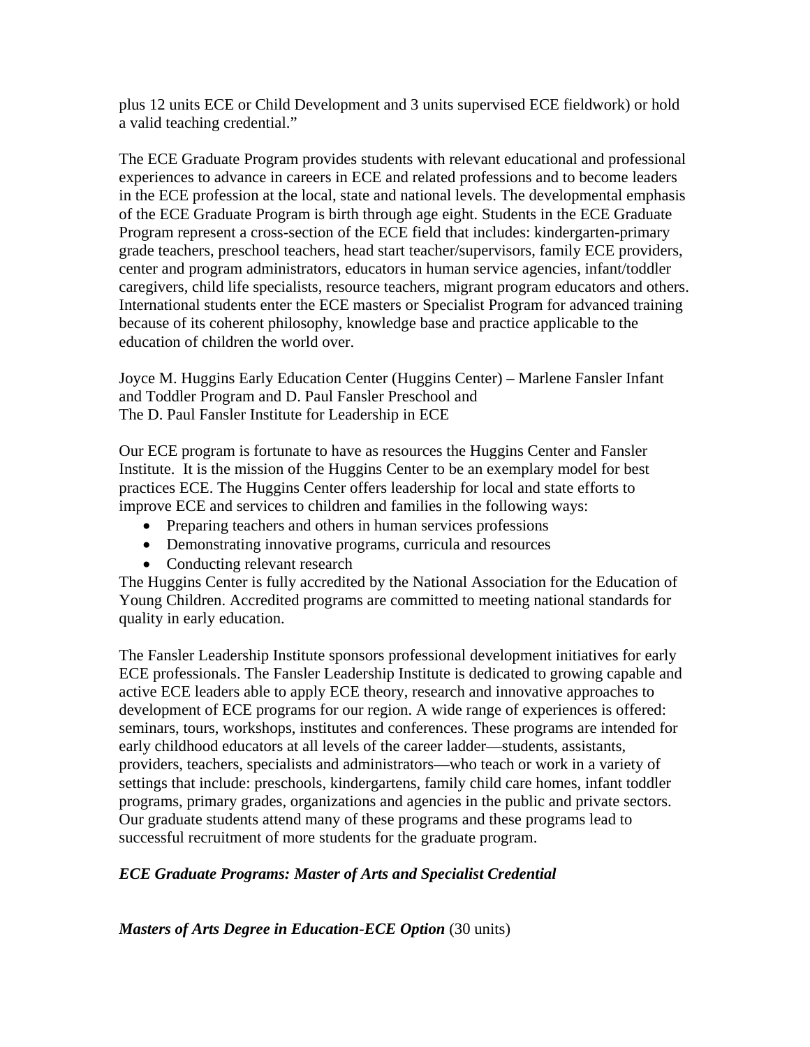plus 12 units ECE or Child Development and 3 units supervised ECE fieldwork) or hold a valid teaching credential."

The ECE Graduate Program provides students with relevant educational and professional experiences to advance in careers in ECE and related professions and to become leaders in the ECE profession at the local, state and national levels. The developmental emphasis of the ECE Graduate Program is birth through age eight. Students in the ECE Graduate Program represent a cross-section of the ECE field that includes: kindergarten-primary grade teachers, preschool teachers, head start teacher/supervisors, family ECE providers, center and program administrators, educators in human service agencies, infant/toddler caregivers, child life specialists, resource teachers, migrant program educators and others. International students enter the ECE masters or Specialist Program for advanced training because of its coherent philosophy, knowledge base and practice applicable to the education of children the world over.

Joyce M. Huggins Early Education Center (Huggins Center) – Marlene Fansler Infant and Toddler Program and D. Paul Fansler Preschool and
The D. Paul Fansler Institute for Leadership in ECE

Our ECE program is fortunate to have as resources the Huggins Center and Fansler Institute. It is the mission of the Huggins Center to be an exemplary model for best practices ECE. The Huggins Center offers leadership for local and state efforts to improve ECE and services to children and families in the following ways:

- Preparing teachers and others in human services professions
- Demonstrating innovative programs, curricula and resources
- Conducting relevant research

The Huggins Center is fully accredited by the National Association for the Education of Young Children. Accredited programs are committed to meeting national standards for quality in early education.

The Fansler Leadership Institute sponsors professional development initiatives for early ECE professionals. The Fansler Leadership Institute is dedicated to growing capable and active ECE leaders able to apply ECE theory, research and innovative approaches to development of ECE programs for our region. A wide range of experiences is offered: seminars, tours, workshops, institutes and conferences. These programs are intended for early childhood educators at all levels of the career ladder—students, assistants, providers, teachers, specialists and administrators—who teach or work in a variety of settings that include: preschools, kindergartens, family child care homes, infant toddler programs, primary grades, organizations and agencies in the public and private sectors. Our graduate students attend many of these programs and these programs lead to successful recruitment of more students for the graduate program.

***ECE Graduate Programs: Master of Arts and Specialist Credential***

***Masters of Arts Degree in Education-ECE Option*** (30 units)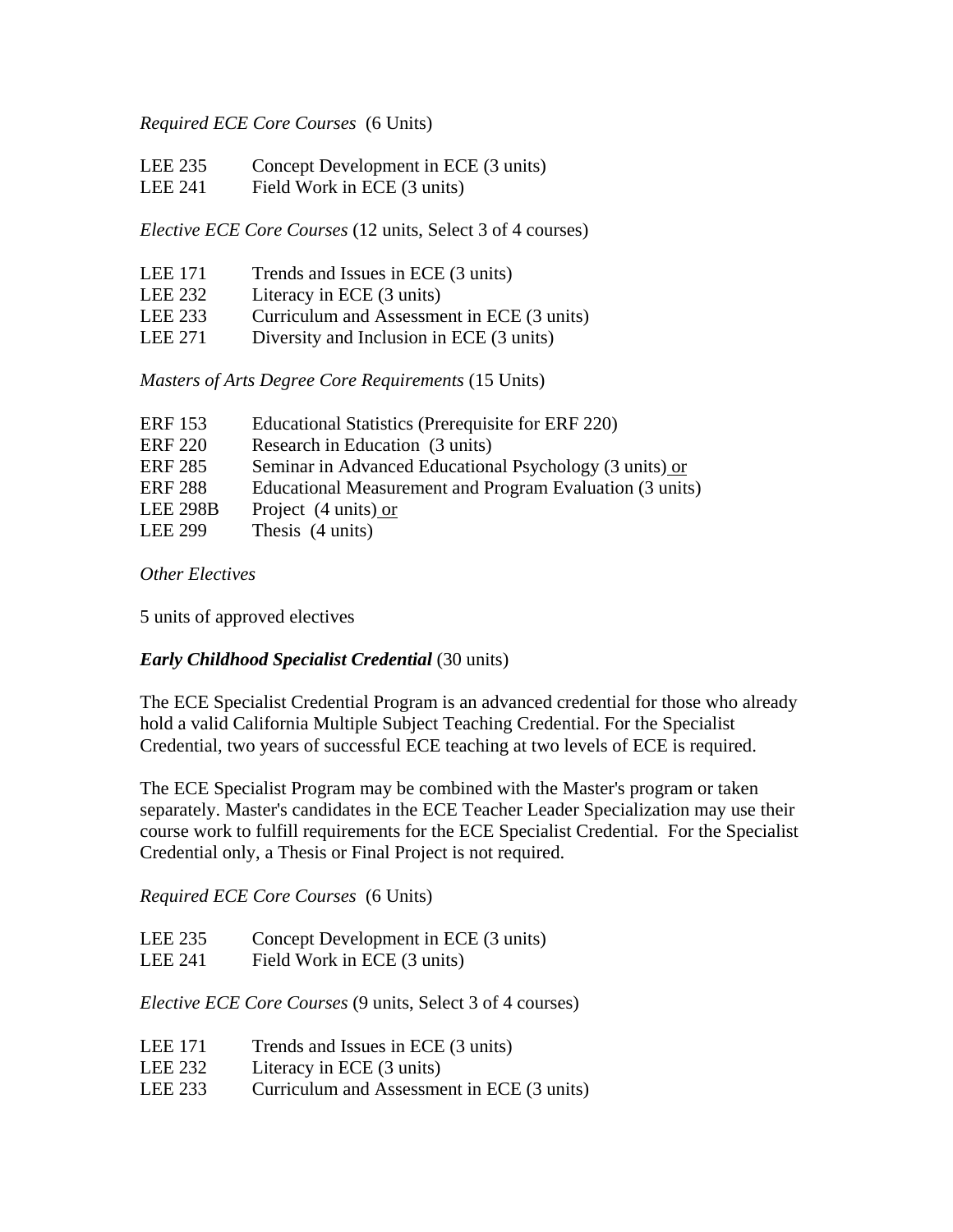*Required ECE Core Courses* (6 Units)

LEE 235 Concept Development in ECE (3 units)
LEE 241 Field Work in ECE (3 units)

*Elective ECE Core Courses* (12 units, Select 3 of 4 courses)

LEE 171 Trends and Issues in ECE (3 units)
LEE 232 Literacy in ECE (3 units)
LEE 233 Curriculum and Assessment in ECE (3 units)
LEE 271 Diversity and Inclusion in ECE (3 units)

*Masters of Arts Degree Core Requirements* (15 Units)

ERF 153 Educational Statistics (Prerequisite for ERF 220)
ERF 220 Research in Education (3 units)
ERF 285 Seminar in Advanced Educational Psychology (3 units) or
ERF 288 Educational Measurement and Program Evaluation (3 units)
LEE 298B Project (4 units) or
LEE 299 Thesis (4 units)

*Other Electives*

5 units of approved electives

***Early Childhood Specialist Credential*** (30 units)

The ECE Specialist Credential Program is an advanced credential for those who already hold a valid California Multiple Subject Teaching Credential. For the Specialist Credential, two years of successful ECE teaching at two levels of ECE is required.

The ECE Specialist Program may be combined with the Master's program or taken separately. Master's candidates in the ECE Teacher Leader Specialization may use their course work to fulfill requirements for the ECE Specialist Credential. For the Specialist Credential only, a Thesis or Final Project is not required.

*Required ECE Core Courses* (6 Units)

LEE 235 Concept Development in ECE (3 units)
LEE 241 Field Work in ECE (3 units)

*Elective ECE Core Courses* (9 units, Select 3 of 4 courses)

LEE 171 Trends and Issues in ECE (3 units)
LEE 232 Literacy in ECE (3 units)
LEE 233 Curriculum and Assessment in ECE (3 units)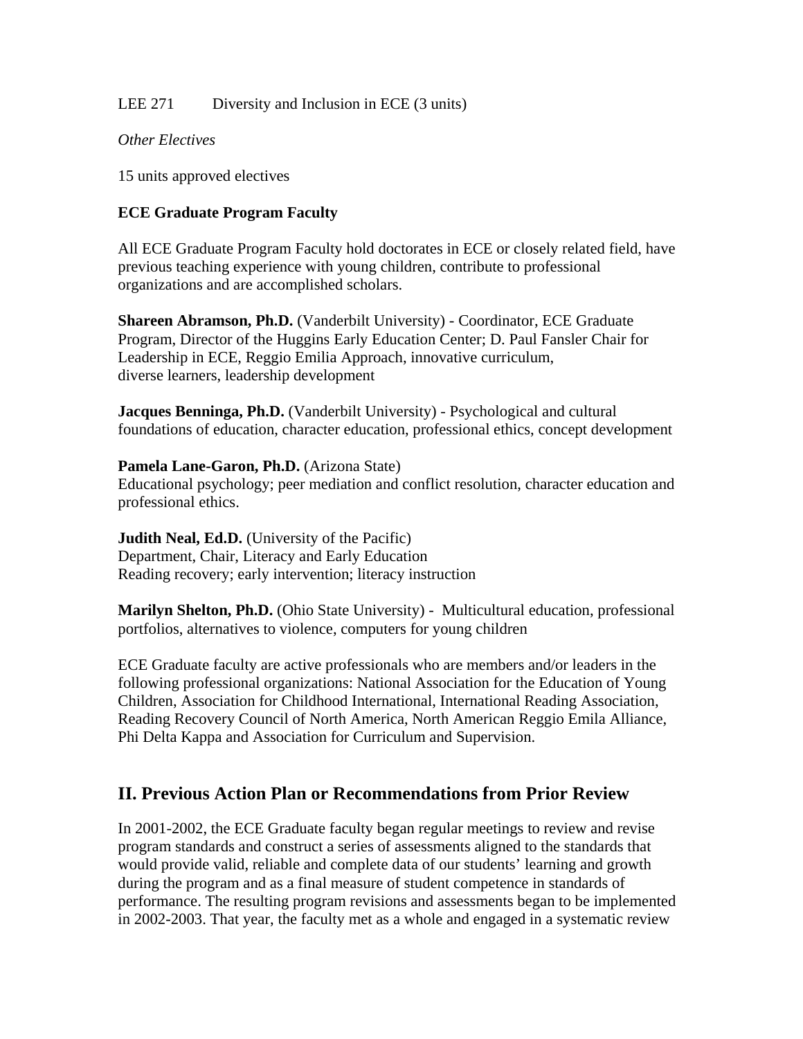LEE 271 Diversity and Inclusion in ECE (3 units)

*Other Electives*

15 units approved electives

**ECE Graduate Program Faculty**

All ECE Graduate Program Faculty hold doctorates in ECE or closely related field, have previous teaching experience with young children, contribute to professional organizations and are accomplished scholars.

**Shareen Abramson, Ph.D.** (Vanderbilt University) - Coordinator, ECE Graduate Program, Director of the Huggins Early Education Center; D. Paul Fansler Chair for Leadership in ECE, Reggio Emilia Approach, innovative curriculum, diverse learners, leadership development

**Jacques Benninga, Ph.D.** (Vanderbilt University) - Psychological and cultural foundations of education, character education, professional ethics, concept development

**Pamela Lane-Garon, Ph.D.** (Arizona State)
Educational psychology; peer mediation and conflict resolution, character education and professional ethics.

**Judith Neal, Ed.D.** (University of the Pacific)
Department, Chair, Literacy and Early Education
Reading recovery; early intervention; literacy instruction

**Marilyn Shelton, Ph.D.** (Ohio State University) - Multicultural education, professional portfolios, alternatives to violence, computers for young children

ECE Graduate faculty are active professionals who are members and/or leaders in the following professional organizations: National Association for the Education of Young Children, Association for Childhood International, International Reading Association, Reading Recovery Council of North America, North American Reggio Emila Alliance, Phi Delta Kappa and Association for Curriculum and Supervision.

## II. Previous Action Plan or Recommendations from Prior Review

In 2001-2002, the ECE Graduate faculty began regular meetings to review and revise program standards and construct a series of assessments aligned to the standards that would provide valid, reliable and complete data of our students' learning and growth during the program and as a final measure of student competence in standards of performance. The resulting program revisions and assessments began to be implemented in 2002-2003. That year, the faculty met as a whole and engaged in a systematic review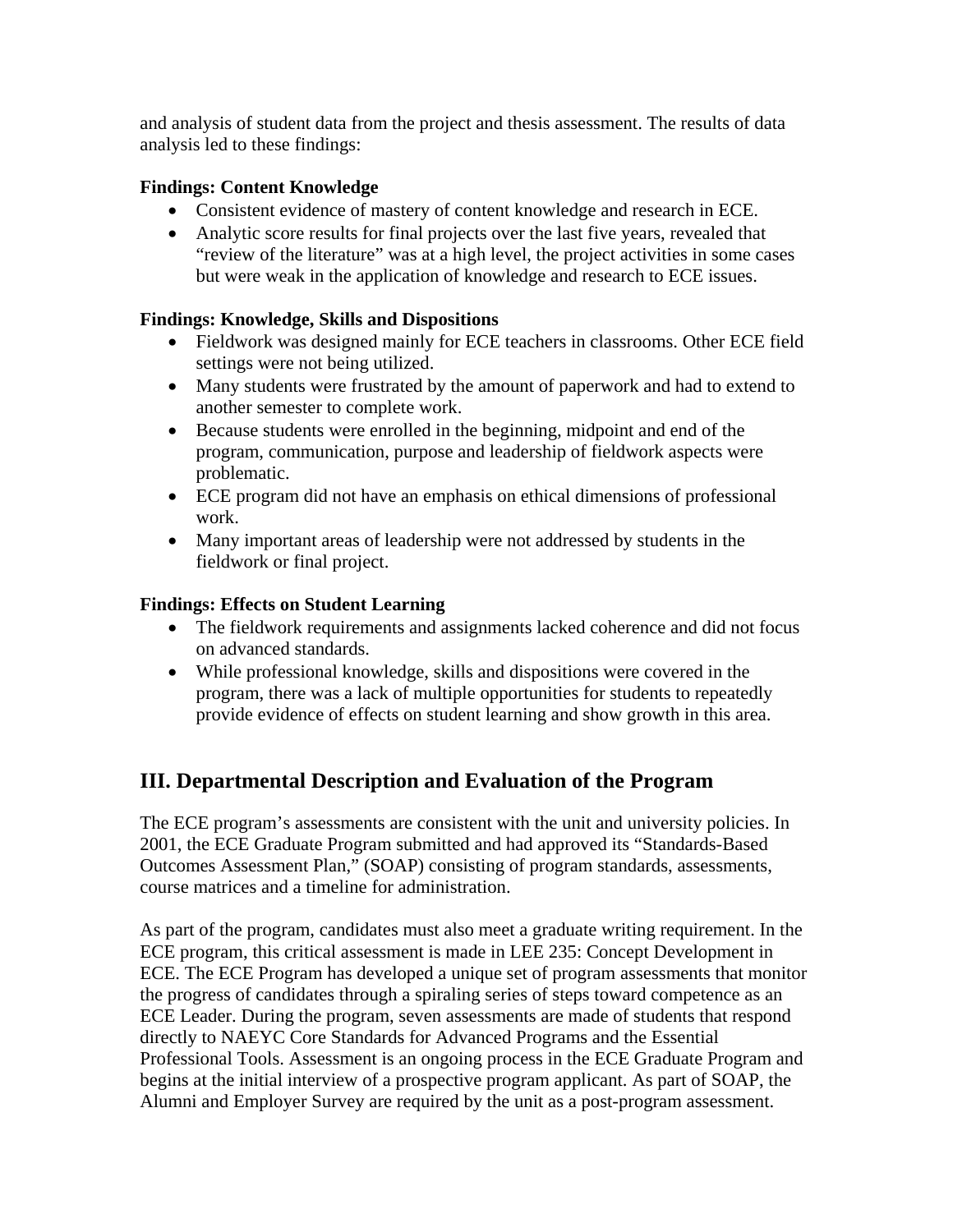and analysis of student data from the project and thesis assessment. The results of data analysis led to these findings:

**Findings: Content Knowledge**

- Consistent evidence of mastery of content knowledge and research in ECE.
- Analytic score results for final projects over the last five years, revealed that "review of the literature" was at a high level, the project activities in some cases but were weak in the application of knowledge and research to ECE issues.

**Findings: Knowledge, Skills and Dispositions**

- Fieldwork was designed mainly for ECE teachers in classrooms. Other ECE field settings were not being utilized.
- Many students were frustrated by the amount of paperwork and had to extend to another semester to complete work.
- Because students were enrolled in the beginning, midpoint and end of the program, communication, purpose and leadership of fieldwork aspects were problematic.
- ECE program did not have an emphasis on ethical dimensions of professional work.
- Many important areas of leadership were not addressed by students in the fieldwork or final project.

**Findings: Effects on Student Learning**

- The fieldwork requirements and assignments lacked coherence and did not focus on advanced standards.
- While professional knowledge, skills and dispositions were covered in the program, there was a lack of multiple opportunities for students to repeatedly provide evidence of effects on student learning and show growth in this area.

## III. Departmental Description and Evaluation of the Program

The ECE program's assessments are consistent with the unit and university policies. In 2001, the ECE Graduate Program submitted and had approved its "Standards-Based Outcomes Assessment Plan," (SOAP) consisting of program standards, assessments, course matrices and a timeline for administration.

As part of the program, candidates must also meet a graduate writing requirement. In the ECE program, this critical assessment is made in LEE 235: Concept Development in ECE. The ECE Program has developed a unique set of program assessments that monitor the progress of candidates through a spiraling series of steps toward competence as an ECE Leader. During the program, seven assessments are made of students that respond directly to NAEYC Core Standards for Advanced Programs and the Essential Professional Tools. Assessment is an ongoing process in the ECE Graduate Program and begins at the initial interview of a prospective program applicant. As part of SOAP, the Alumni and Employer Survey are required by the unit as a post-program assessment.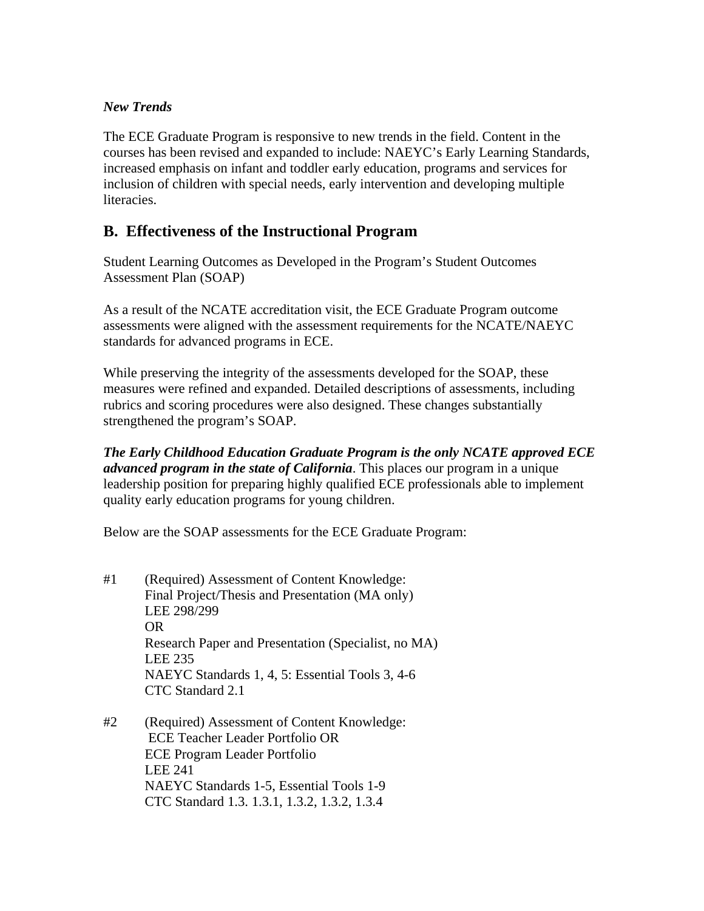*New Trends*

The ECE Graduate Program is responsive to new trends in the field. Content in the courses has been revised and expanded to include: NAEYC's Early Learning Standards, increased emphasis on infant and toddler early education, programs and services for inclusion of children with special needs, early intervention and developing multiple literacies.

## B. Effectiveness of the Instructional Program

Student Learning Outcomes as Developed in the Program's Student Outcomes Assessment Plan (SOAP)

As a result of the NCATE accreditation visit, the ECE Graduate Program outcome assessments were aligned with the assessment requirements for the NCATE/NAEYC standards for advanced programs in ECE.

While preserving the integrity of the assessments developed for the SOAP, these measures were refined and expanded. Detailed descriptions of assessments, including rubrics and scoring procedures were also designed. These changes substantially strengthened the program's SOAP.

***The Early Childhood Education Graduate Program is the only NCATE approved ECE advanced program in the state of California***. This places our program in a unique leadership position for preparing highly qualified ECE professionals able to implement quality early education programs for young children.

Below are the SOAP assessments for the ECE Graduate Program:

#1 (Required) Assessment of Content Knowledge:
Final Project/Thesis and Presentation (MA only)
LEE 298/299
OR
Research Paper and Presentation (Specialist, no MA)
LEE 235
NAEYC Standards 1, 4, 5: Essential Tools 3, 4-6
CTC Standard 2.1

#2 (Required) Assessment of Content Knowledge:
ECE Teacher Leader Portfolio OR
ECE Program Leader Portfolio
LEE 241
NAEYC Standards 1-5, Essential Tools 1-9
CTC Standard 1.3. 1.3.1, 1.3.2, 1.3.2, 1.3.4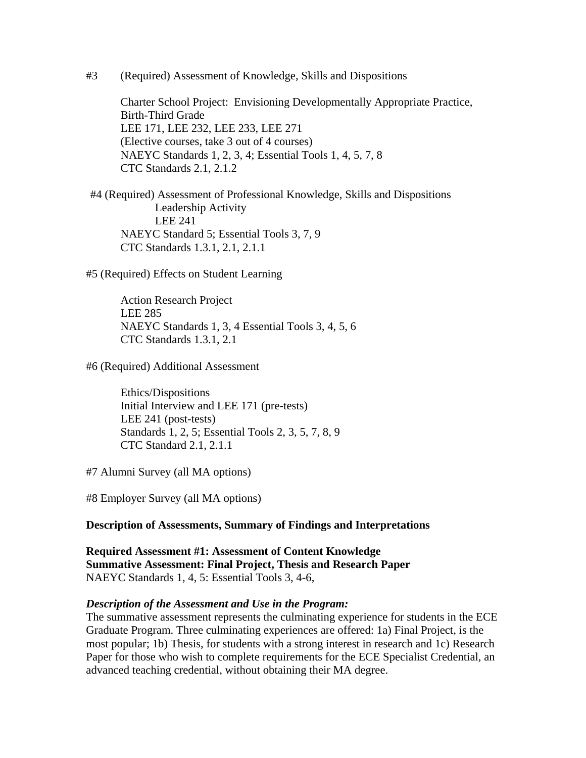#3 (Required) Assessment of Knowledge, Skills and Dispositions

Charter School Project: Envisioning Developmentally Appropriate Practice, Birth-Third Grade
LEE 171, LEE 232, LEE 233, LEE 271
(Elective courses, take 3 out of 4 courses)
NAEYC Standards 1, 2, 3, 4; Essential Tools 1, 4, 5, 7, 8
CTC Standards 2.1, 2.1.2

#4 (Required) Assessment of Professional Knowledge, Skills and Dispositions
Leadership Activity
LEE 241
NAEYC Standard 5; Essential Tools 3, 7, 9
CTC Standards 1.3.1, 2.1, 2.1.1

#5 (Required) Effects on Student Learning

Action Research Project
LEE 285
NAEYC Standards 1, 3, 4 Essential Tools 3, 4, 5, 6
CTC Standards 1.3.1, 2.1

#6 (Required) Additional Assessment

Ethics/Dispositions
Initial Interview and LEE 171 (pre-tests)
LEE 241 (post-tests)
Standards 1, 2, 5; Essential Tools 2, 3, 5, 7, 8, 9
CTC Standard 2.1, 2.1.1

#7 Alumni Survey (all MA options)

#8 Employer Survey (all MA options)

**Description of Assessments, Summary of Findings and Interpretations**

**Required Assessment #1: Assessment of Content Knowledge**
**Summative Assessment: Final Project, Thesis and Research Paper**
NAEYC Standards 1, 4, 5: Essential Tools 3, 4-6,

***Description of the Assessment and Use in the Program:***
The summative assessment represents the culminating experience for students in the ECE Graduate Program. Three culminating experiences are offered: 1a) Final Project, is the most popular; 1b) Thesis, for students with a strong interest in research and 1c) Research Paper for those who wish to complete requirements for the ECE Specialist Credential, an advanced teaching credential, without obtaining their MA degree.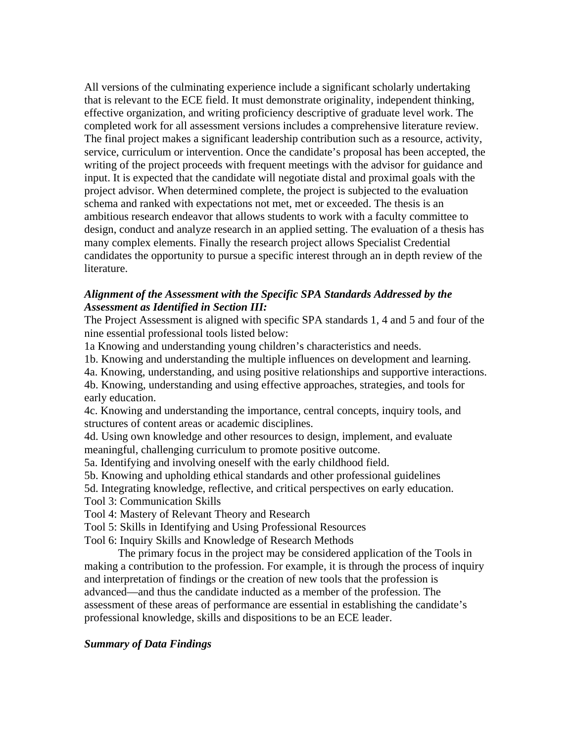All versions of the culminating experience include a significant scholarly undertaking that is relevant to the ECE field. It must demonstrate originality, independent thinking, effective organization, and writing proficiency descriptive of graduate level work. The completed work for all assessment versions includes a comprehensive literature review. The final project makes a significant leadership contribution such as a resource, activity, service, curriculum or intervention. Once the candidate's proposal has been accepted, the writing of the project proceeds with frequent meetings with the advisor for guidance and input. It is expected that the candidate will negotiate distal and proximal goals with the project advisor. When determined complete, the project is subjected to the evaluation schema and ranked with expectations not met, met or exceeded. The thesis is an ambitious research endeavor that allows students to work with a faculty committee to design, conduct and analyze research in an applied setting. The evaluation of a thesis has many complex elements. Finally the research project allows Specialist Credential candidates the opportunity to pursue a specific interest through an in depth review of the literature.

***Alignment of the Assessment with the Specific SPA Standards Addressed by the Assessment as Identified in Section III:***

The Project Assessment is aligned with specific SPA standards 1, 4 and 5 and four of the nine essential professional tools listed below:

1a Knowing and understanding young children's characteristics and needs.
1b. Knowing and understanding the multiple influences on development and learning.
4a. Knowing, understanding, and using positive relationships and supportive interactions.
4b. Knowing, understanding and using effective approaches, strategies, and tools for early education.
4c. Knowing and understanding the importance, central concepts, inquiry tools, and structures of content areas or academic disciplines.
4d. Using own knowledge and other resources to design, implement, and evaluate meaningful, challenging curriculum to promote positive outcome.
5a. Identifying and involving oneself with the early childhood field.
5b. Knowing and upholding ethical standards and other professional guidelines
5d. Integrating knowledge, reflective, and critical perspectives on early education.
Tool 3: Communication Skills
Tool 4: Mastery of Relevant Theory and Research
Tool 5: Skills in Identifying and Using Professional Resources
Tool 6: Inquiry Skills and Knowledge of Research Methods

The primary focus in the project may be considered application of the Tools in making a contribution to the profession. For example, it is through the process of inquiry and interpretation of findings or the creation of new tools that the profession is advanced—and thus the candidate inducted as a member of the profession. The assessment of these areas of performance are essential in establishing the candidate's professional knowledge, skills and dispositions to be an ECE leader.

***Summary of Data Findings***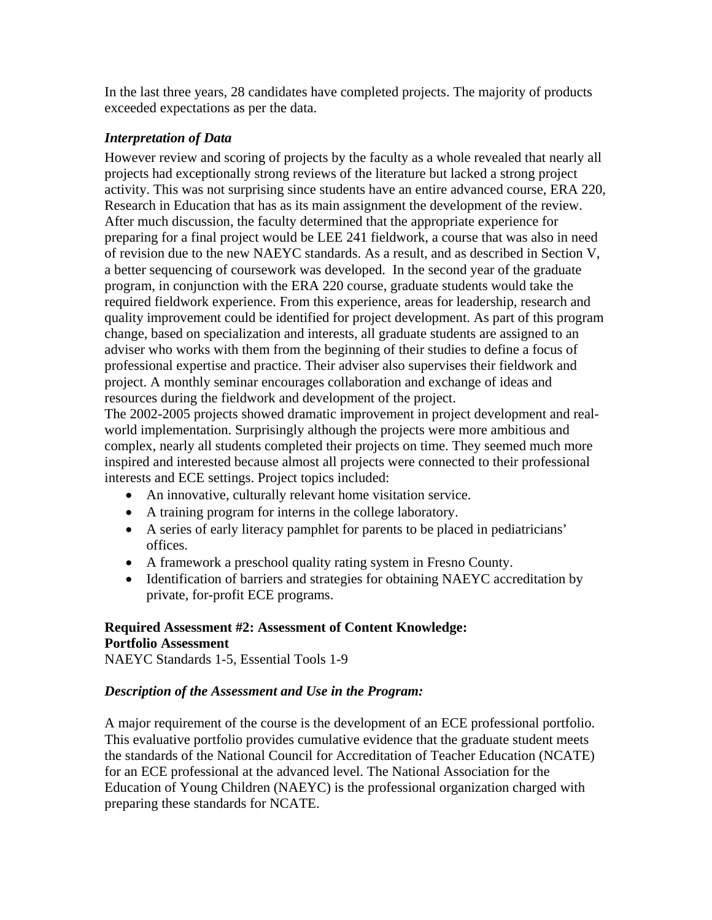In the last three years, 28 candidates have completed projects. The majority of products exceeded expectations as per the data.

### *Interpretation of Data*

However review and scoring of projects by the faculty as a whole revealed that nearly all projects had exceptionally strong reviews of the literature but lacked a strong project activity. This was not surprising since students have an entire advanced course, ERA 220, Research in Education that has as its main assignment the development of the review. After much discussion, the faculty determined that the appropriate experience for preparing for a final project would be LEE 241 fieldwork, a course that was also in need of revision due to the new NAEYC standards. As a result, and as described in Section V, a better sequencing of coursework was developed. In the second year of the graduate program, in conjunction with the ERA 220 course, graduate students would take the required fieldwork experience. From this experience, areas for leadership, research and quality improvement could be identified for project development. As part of this program change, based on specialization and interests, all graduate students are assigned to an adviser who works with them from the beginning of their studies to define a focus of professional expertise and practice. Their adviser also supervises their fieldwork and project. A monthly seminar encourages collaboration and exchange of ideas and resources during the fieldwork and development of the project.
The 2002-2005 projects showed dramatic improvement in project development and real-world implementation. Surprisingly although the projects were more ambitious and complex, nearly all students completed their projects on time. They seemed much more inspired and interested because almost all projects were connected to their professional interests and ECE settings. Project topics included:

- An innovative, culturally relevant home visitation service.
- A training program for interns in the college laboratory.
- A series of early literacy pamphlet for parents to be placed in pediatricians' offices.
- A framework a preschool quality rating system in Fresno County.
- Identification of barriers and strategies for obtaining NAEYC accreditation by private, for-profit ECE programs.

**Required Assessment #2: Assessment of Content Knowledge:**
**Portfolio Assessment**
NAEYC Standards 1-5, Essential Tools 1-9

### *Description of the Assessment and Use in the Program:*

A major requirement of the course is the development of an ECE professional portfolio. This evaluative portfolio provides cumulative evidence that the graduate student meets the standards of the National Council for Accreditation of Teacher Education (NCATE) for an ECE professional at the advanced level. The National Association for the Education of Young Children (NAEYC) is the professional organization charged with preparing these standards for NCATE.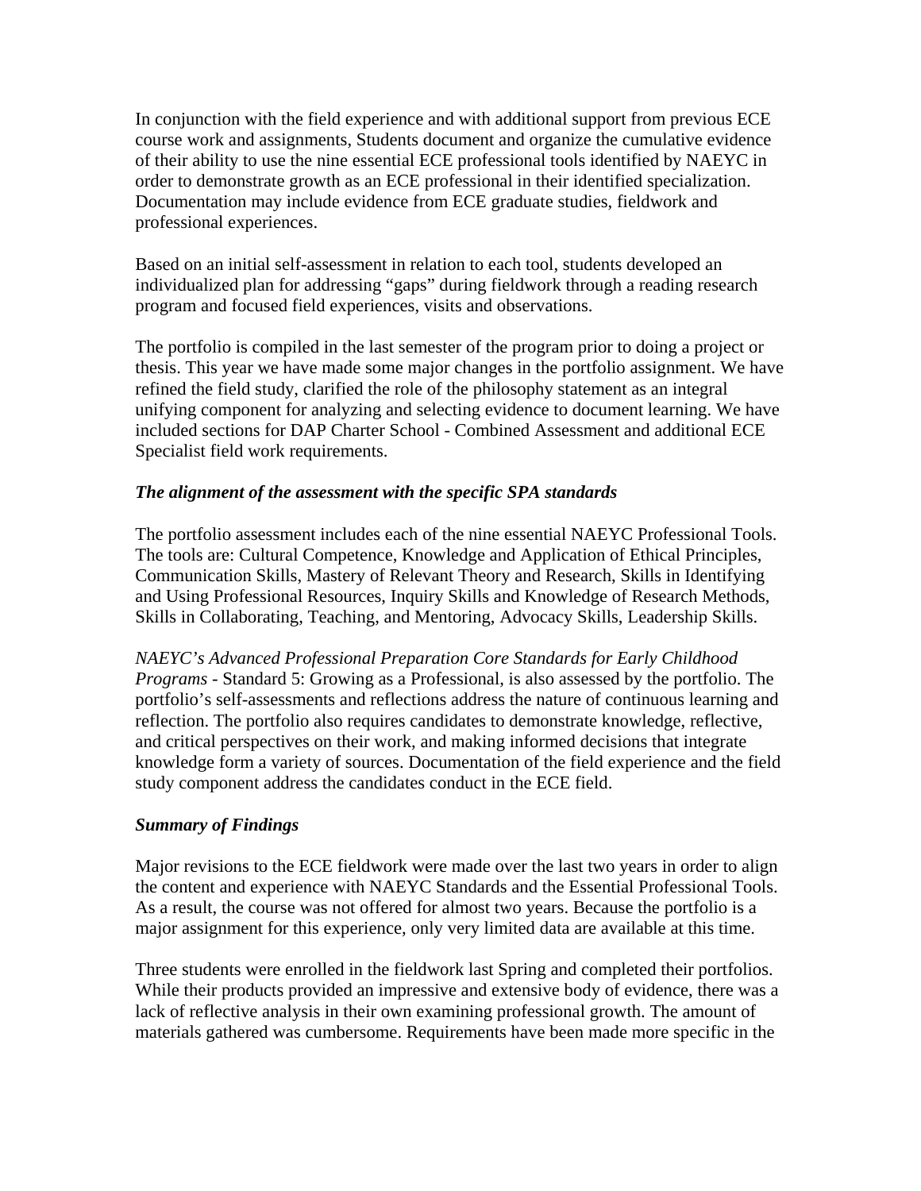In conjunction with the field experience and with additional support from previous ECE course work and assignments, Students document and organize the cumulative evidence of their ability to use the nine essential ECE professional tools identified by NAEYC in order to demonstrate growth as an ECE professional in their identified specialization. Documentation may include evidence from ECE graduate studies, fieldwork and professional experiences.

Based on an initial self-assessment in relation to each tool, students developed an individualized plan for addressing "gaps" during fieldwork through a reading research program and focused field experiences, visits and observations.

The portfolio is compiled in the last semester of the program prior to doing a project or thesis. This year we have made some major changes in the portfolio assignment. We have refined the field study, clarified the role of the philosophy statement as an integral unifying component for analyzing and selecting evidence to document learning. We have included sections for DAP Charter School - Combined Assessment and additional ECE Specialist field work requirements.

***The alignment of the assessment with the specific SPA standards***

The portfolio assessment includes each of the nine essential NAEYC Professional Tools. The tools are: Cultural Competence, Knowledge and Application of Ethical Principles, Communication Skills, Mastery of Relevant Theory and Research, Skills in Identifying and Using Professional Resources, Inquiry Skills and Knowledge of Research Methods, Skills in Collaborating, Teaching, and Mentoring, Advocacy Skills, Leadership Skills.

*NAEYC's Advanced Professional Preparation Core Standards for Early Childhood Programs* - Standard 5: Growing as a Professional, is also assessed by the portfolio. The portfolio's self-assessments and reflections address the nature of continuous learning and reflection. The portfolio also requires candidates to demonstrate knowledge, reflective, and critical perspectives on their work, and making informed decisions that integrate knowledge form a variety of sources. Documentation of the field experience and the field study component address the candidates conduct in the ECE field.

***Summary of Findings***

Major revisions to the ECE fieldwork were made over the last two years in order to align the content and experience with NAEYC Standards and the Essential Professional Tools. As a result, the course was not offered for almost two years. Because the portfolio is a major assignment for this experience, only very limited data are available at this time.

Three students were enrolled in the fieldwork last Spring and completed their portfolios. While their products provided an impressive and extensive body of evidence, there was a lack of reflective analysis in their own examining professional growth. The amount of materials gathered was cumbersome. Requirements have been made more specific in the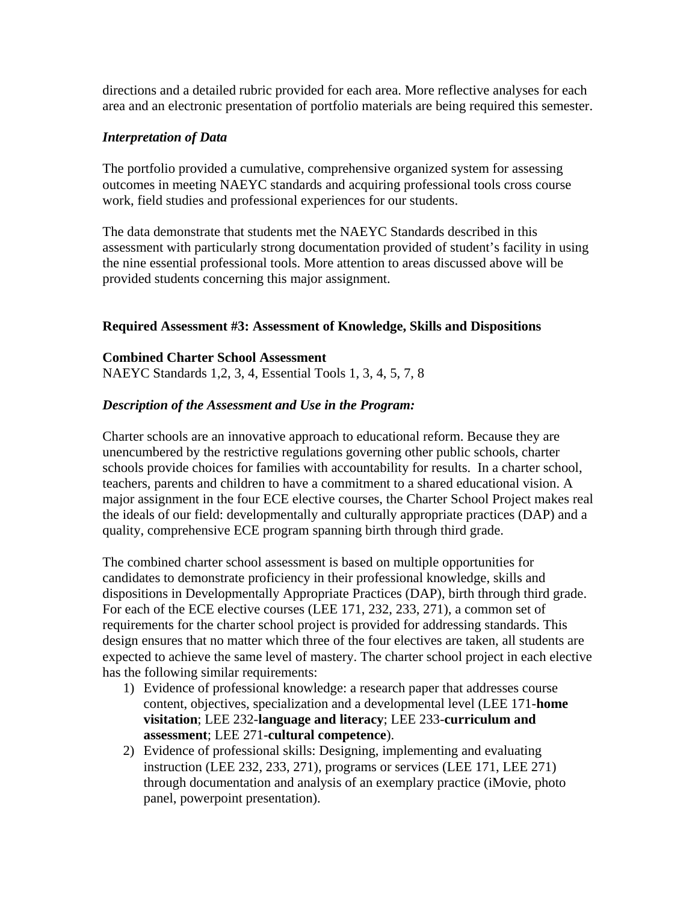directions and a detailed rubric provided for each area. More reflective analyses for each area and an electronic presentation of portfolio materials are being required this semester.

*Interpretation of Data*

The portfolio provided a cumulative, comprehensive organized system for assessing outcomes in meeting NAEYC standards and acquiring professional tools cross course work, field studies and professional experiences for our students.

The data demonstrate that students met the NAEYC Standards described in this assessment with particularly strong documentation provided of student's facility in using the nine essential professional tools. More attention to areas discussed above will be provided students concerning this major assignment.

**Required Assessment #3: Assessment of Knowledge, Skills and Dispositions**

**Combined Charter School Assessment**
NAEYC Standards 1,2, 3, 4, Essential Tools 1, 3, 4, 5, 7, 8

***Description of the Assessment and Use in the Program:***

Charter schools are an innovative approach to educational reform. Because they are unencumbered by the restrictive regulations governing other public schools, charter schools provide choices for families with accountability for results. In a charter school, teachers, parents and children to have a commitment to a shared educational vision. A major assignment in the four ECE elective courses, the Charter School Project makes real the ideals of our field: developmentally and culturally appropriate practices (DAP) and a quality, comprehensive ECE program spanning birth through third grade.

The combined charter school assessment is based on multiple opportunities for candidates to demonstrate proficiency in their professional knowledge, skills and dispositions in Developmentally Appropriate Practices (DAP), birth through third grade. For each of the ECE elective courses (LEE 171, 232, 233, 271), a common set of requirements for the charter school project is provided for addressing standards. This design ensures that no matter which three of the four electives are taken, all students are expected to achieve the same level of mastery. The charter school project in each elective has the following similar requirements:

1) Evidence of professional knowledge: a research paper that addresses course content, objectives, specialization and a developmental level (LEE 171-**home visitation**; LEE 232-**language and literacy**; LEE 233-**curriculum and assessment**; LEE 271-**cultural competence**).
2) Evidence of professional skills: Designing, implementing and evaluating instruction (LEE 232, 233, 271), programs or services (LEE 171, LEE 271) through documentation and analysis of an exemplary practice (iMovie, photo panel, powerpoint presentation).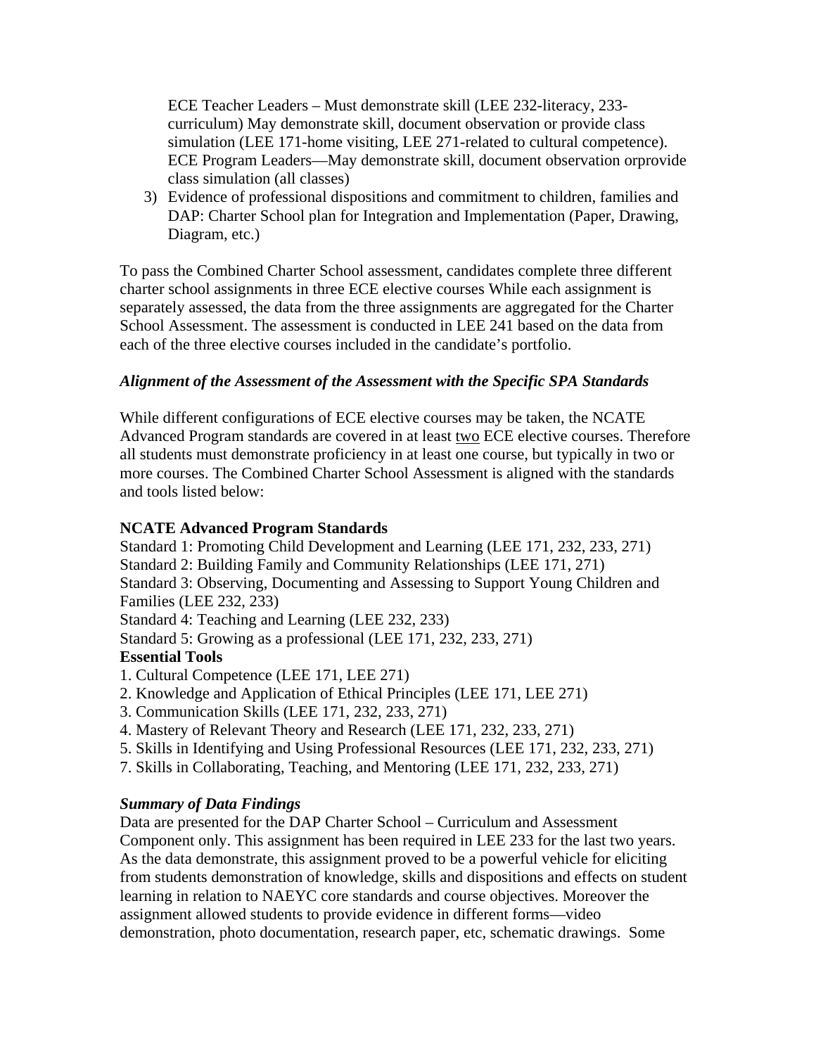ECE Teacher Leaders – Must demonstrate skill (LEE 232-literacy, 233-curriculum) May demonstrate skill, document observation or provide class simulation (LEE 171-home visiting, LEE 271-related to cultural competence). ECE Program Leaders—May demonstrate skill, document observation orprovide class simulation (all classes)

3) Evidence of professional dispositions and commitment to children, families and DAP: Charter School plan for Integration and Implementation (Paper, Drawing, Diagram, etc.)

To pass the Combined Charter School assessment, candidates complete three different charter school assignments in three ECE elective courses While each assignment is separately assessed, the data from the three assignments are aggregated for the Charter School Assessment. The assessment is conducted in LEE 241 based on the data from each of the three elective courses included in the candidate's portfolio.

***Alignment of the Assessment of the Assessment with the Specific SPA Standards***

While different configurations of ECE elective courses may be taken, the NCATE Advanced Program standards are covered in at least two ECE elective courses. Therefore all students must demonstrate proficiency in at least one course, but typically in two or more courses. The Combined Charter School Assessment is aligned with the standards and tools listed below:

**NCATE Advanced Program Standards**

Standard 1: Promoting Child Development and Learning (LEE 171, 232, 233, 271)
Standard 2: Building Family and Community Relationships (LEE 171, 271)
Standard 3: Observing, Documenting and Assessing to Support Young Children and Families (LEE 232, 233)
Standard 4: Teaching and Learning (LEE 232, 233)
Standard 5: Growing as a professional (LEE 171, 232, 233, 271)

**Essential Tools**

1. Cultural Competence (LEE 171, LEE 271)
2. Knowledge and Application of Ethical Principles (LEE 171, LEE 271)
3. Communication Skills (LEE 171, 232, 233, 271)
4. Mastery of Relevant Theory and Research (LEE 171, 232, 233, 271)
5. Skills in Identifying and Using Professional Resources (LEE 171, 232, 233, 271)
7. Skills in Collaborating, Teaching, and Mentoring (LEE 171, 232, 233, 271)

***Summary of Data Findings***

Data are presented for the DAP Charter School – Curriculum and Assessment Component only. This assignment has been required in LEE 233 for the last two years. As the data demonstrate, this assignment proved to be a powerful vehicle for eliciting from students demonstration of knowledge, skills and dispositions and effects on student learning in relation to NAEYC core standards and course objectives. Moreover the assignment allowed students to provide evidence in different forms—video demonstration, photo documentation, research paper, etc, schematic drawings. Some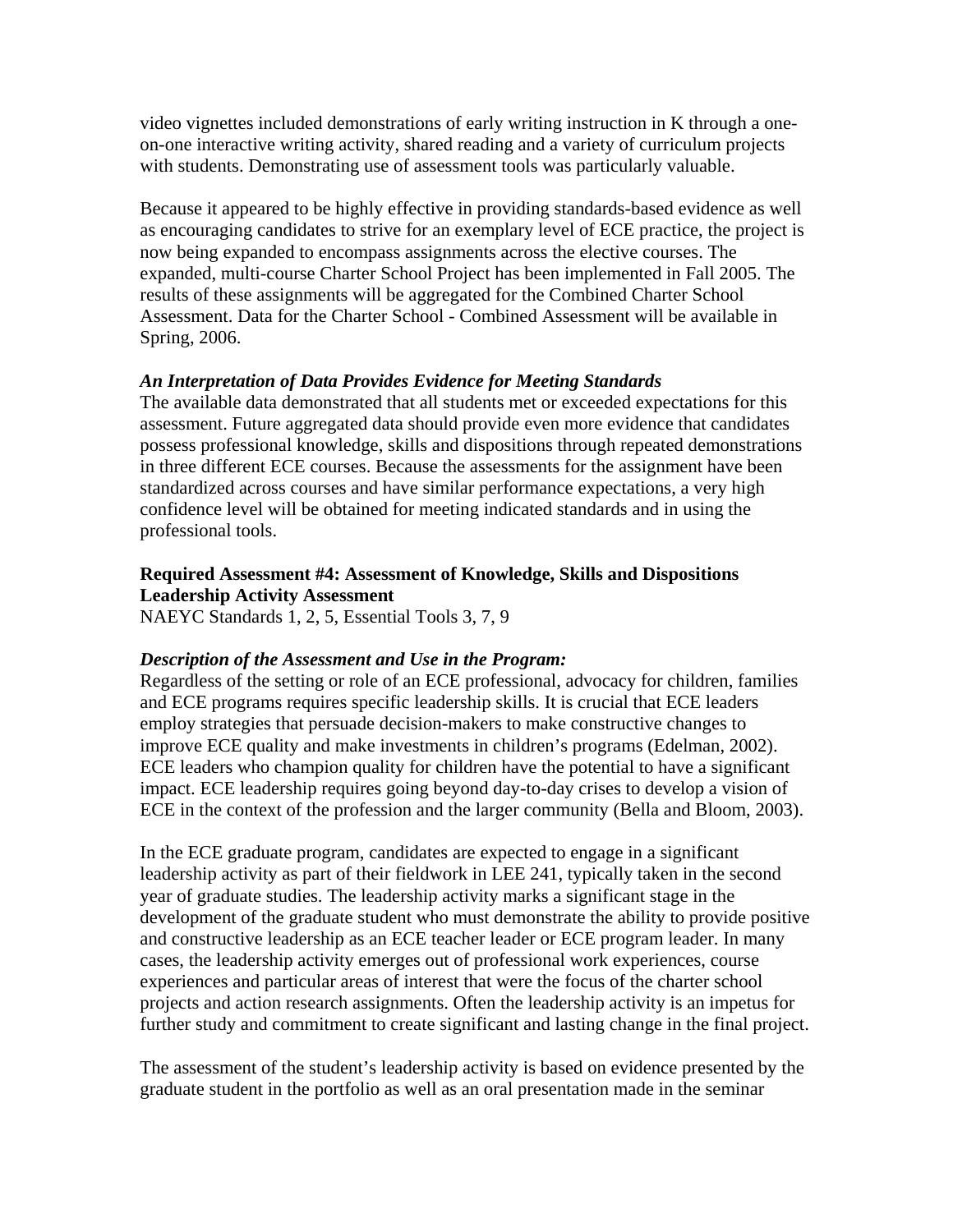video vignettes included demonstrations of early writing instruction in K through a one-on-one interactive writing activity, shared reading and a variety of curriculum projects with students. Demonstrating use of assessment tools was particularly valuable.

Because it appeared to be highly effective in providing standards-based evidence as well as encouraging candidates to strive for an exemplary level of ECE practice, the project is now being expanded to encompass assignments across the elective courses. The expanded, multi-course Charter School Project has been implemented in Fall 2005. The results of these assignments will be aggregated for the Combined Charter School Assessment. Data for the Charter School - Combined Assessment will be available in Spring, 2006.

***An Interpretation of Data Provides Evidence for Meeting Standards***
The available data demonstrated that all students met or exceeded expectations for this assessment. Future aggregated data should provide even more evidence that candidates possess professional knowledge, skills and dispositions through repeated demonstrations in three different ECE courses. Because the assessments for the assignment have been standardized across courses and have similar performance expectations, a very high confidence level will be obtained for meeting indicated standards and in using the professional tools.

**Required Assessment #4: Assessment of Knowledge, Skills and Dispositions Leadership Activity Assessment**
NAEYC Standards 1, 2, 5, Essential Tools 3, 7, 9

***Description of the Assessment and Use in the Program:***
Regardless of the setting or role of an ECE professional, advocacy for children, families and ECE programs requires specific leadership skills. It is crucial that ECE leaders employ strategies that persuade decision-makers to make constructive changes to improve ECE quality and make investments in children's programs (Edelman, 2002). ECE leaders who champion quality for children have the potential to have a significant impact. ECE leadership requires going beyond day-to-day crises to develop a vision of ECE in the context of the profession and the larger community (Bella and Bloom, 2003).

In the ECE graduate program, candidates are expected to engage in a significant leadership activity as part of their fieldwork in LEE 241, typically taken in the second year of graduate studies. The leadership activity marks a significant stage in the development of the graduate student who must demonstrate the ability to provide positive and constructive leadership as an ECE teacher leader or ECE program leader. In many cases, the leadership activity emerges out of professional work experiences, course experiences and particular areas of interest that were the focus of the charter school projects and action research assignments. Often the leadership activity is an impetus for further study and commitment to create significant and lasting change in the final project.

The assessment of the student's leadership activity is based on evidence presented by the graduate student in the portfolio as well as an oral presentation made in the seminar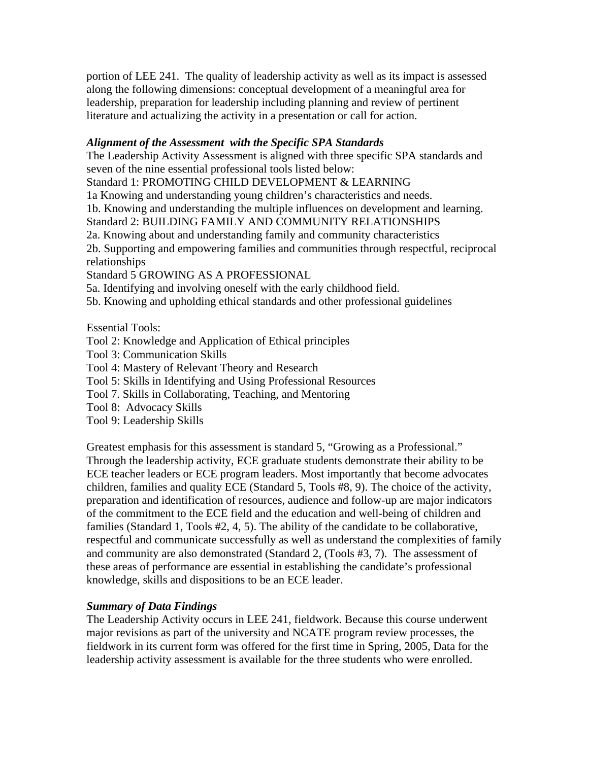portion of LEE 241. The quality of leadership activity as well as its impact is assessed along the following dimensions: conceptual development of a meaningful area for leadership, preparation for leadership including planning and review of pertinent literature and actualizing the activity in a presentation or call for action.

***Alignment of the Assessment with the Specific SPA Standards***

The Leadership Activity Assessment is aligned with three specific SPA standards and seven of the nine essential professional tools listed below:

Standard 1: PROMOTING CHILD DEVELOPMENT & LEARNING

1a Knowing and understanding young children's characteristics and needs.

1b. Knowing and understanding the multiple influences on development and learning.

Standard 2: BUILDING FAMILY AND COMMUNITY RELATIONSHIPS

2a. Knowing about and understanding family and community characteristics

2b. Supporting and empowering families and communities through respectful, reciprocal relationships

Standard 5 GROWING AS A PROFESSIONAL

5a. Identifying and involving oneself with the early childhood field.

5b. Knowing and upholding ethical standards and other professional guidelines

Essential Tools:

Tool 2: Knowledge and Application of Ethical principles

Tool 3: Communication Skills

Tool 4: Mastery of Relevant Theory and Research

Tool 5: Skills in Identifying and Using Professional Resources

Tool 7. Skills in Collaborating, Teaching, and Mentoring

Tool 8: Advocacy Skills

Tool 9: Leadership Skills

Greatest emphasis for this assessment is standard 5, "Growing as a Professional." Through the leadership activity, ECE graduate students demonstrate their ability to be ECE teacher leaders or ECE program leaders. Most importantly that become advocates children, families and quality ECE (Standard 5, Tools #8, 9). The choice of the activity, preparation and identification of resources, audience and follow-up are major indicators of the commitment to the ECE field and the education and well-being of children and families (Standard 1, Tools #2, 4, 5). The ability of the candidate to be collaborative, respectful and communicate successfully as well as understand the complexities of family and community are also demonstrated (Standard 2, (Tools #3, 7). The assessment of these areas of performance are essential in establishing the candidate's professional knowledge, skills and dispositions to be an ECE leader.

***Summary of Data Findings***

The Leadership Activity occurs in LEE 241, fieldwork. Because this course underwent major revisions as part of the university and NCATE program review processes, the fieldwork in its current form was offered for the first time in Spring, 2005, Data for the leadership activity assessment is available for the three students who were enrolled.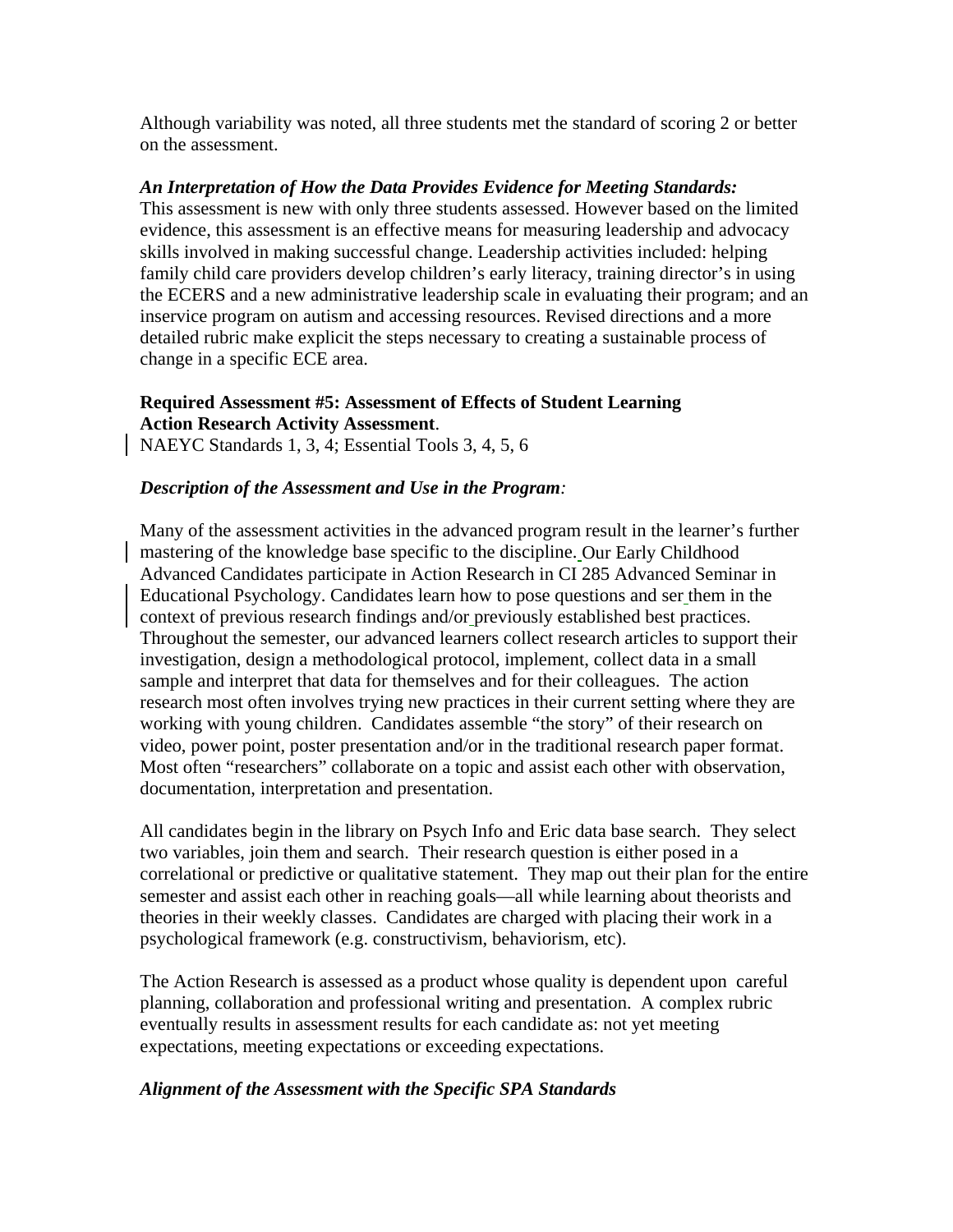Although variability was noted, all three students met the standard of scoring 2 or better on the assessment.

***An Interpretation of How the Data Provides Evidence for Meeting Standards:***
This assessment is new with only three students assessed. However based on the limited evidence, this assessment is an effective means for measuring leadership and advocacy skills involved in making successful change. Leadership activities included: helping family child care providers develop children's early literacy, training director's in using the ECERS and a new administrative leadership scale in evaluating their program; and an inservice program on autism and accessing resources. Revised directions and a more detailed rubric make explicit the steps necessary to creating a sustainable process of change in a specific ECE area.

**Required Assessment #5: Assessment of Effects of Student Learning**
**Action Research Activity Assessment**.
NAEYC Standards 1, 3, 4; Essential Tools 3, 4, 5, 6

***Description of the Assessment and Use in the Program:***

Many of the assessment activities in the advanced program result in the learner's further mastering of the knowledge base specific to the discipline. Our Early Childhood Advanced Candidates participate in Action Research in CI 285 Advanced Seminar in Educational Psychology. Candidates learn how to pose questions and ser them in the context of previous research findings and/or previously established best practices. Throughout the semester, our advanced learners collect research articles to support their investigation, design a methodological protocol, implement, collect data in a small sample and interpret that data for themselves and for their colleagues. The action research most often involves trying new practices in their current setting where they are working with young children. Candidates assemble "the story" of their research on video, power point, poster presentation and/or in the traditional research paper format. Most often "researchers" collaborate on a topic and assist each other with observation, documentation, interpretation and presentation.

All candidates begin in the library on Psych Info and Eric data base search. They select two variables, join them and search. Their research question is either posed in a correlational or predictive or qualitative statement. They map out their plan for the entire semester and assist each other in reaching goals—all while learning about theorists and theories in their weekly classes. Candidates are charged with placing their work in a psychological framework (e.g. constructivism, behaviorism, etc).

The Action Research is assessed as a product whose quality is dependent upon careful planning, collaboration and professional writing and presentation. A complex rubric eventually results in assessment results for each candidate as: not yet meeting expectations, meeting expectations or exceeding expectations.

***Alignment of the Assessment with the Specific SPA Standards***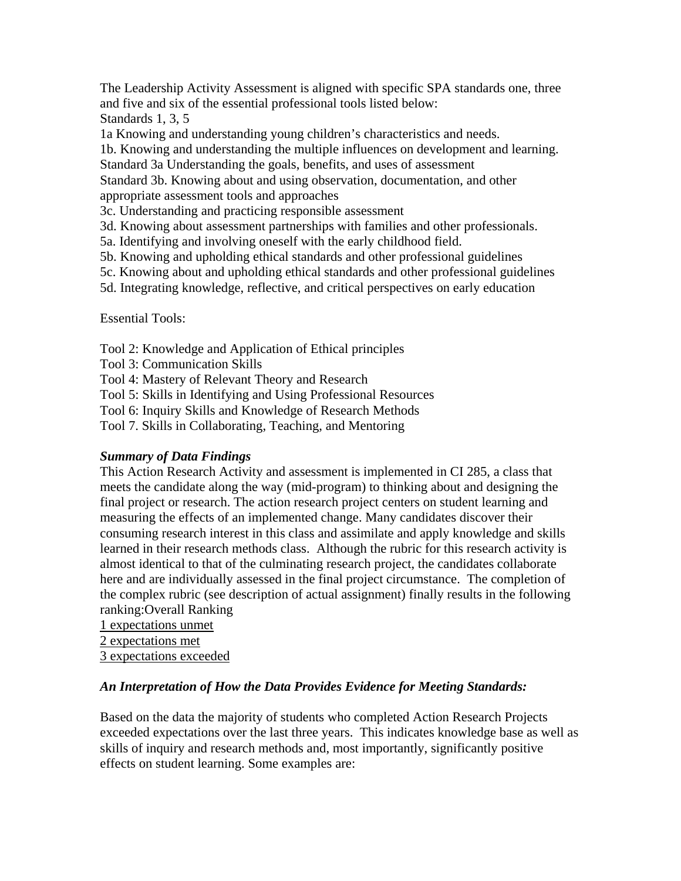The Leadership Activity Assessment is aligned with specific SPA standards one, three and five and six of the essential professional tools listed below:

Standards 1, 3, 5

1a Knowing and understanding young children's characteristics and needs.

1b. Knowing and understanding the multiple influences on development and learning.

Standard 3a Understanding the goals, benefits, and uses of assessment

Standard 3b. Knowing about and using observation, documentation, and other appropriate assessment tools and approaches

3c. Understanding and practicing responsible assessment

3d. Knowing about assessment partnerships with families and other professionals.

5a. Identifying and involving oneself with the early childhood field.

5b. Knowing and upholding ethical standards and other professional guidelines

5c. Knowing about and upholding ethical standards and other professional guidelines

5d. Integrating knowledge, reflective, and critical perspectives on early education

Essential Tools:

Tool 2: Knowledge and Application of Ethical principles

Tool 3: Communication Skills

Tool 4: Mastery of Relevant Theory and Research

Tool 5: Skills in Identifying and Using Professional Resources

Tool 6: Inquiry Skills and Knowledge of Research Methods

Tool 7. Skills in Collaborating, Teaching, and Mentoring

***Summary of Data Findings***

This Action Research Activity and assessment is implemented in CI 285, a class that meets the candidate along the way (mid-program) to thinking about and designing the final project or research. The action research project centers on student learning and measuring the effects of an implemented change. Many candidates discover their consuming research interest in this class and assimilate and apply knowledge and skills learned in their research methods class. Although the rubric for this research activity is almost identical to that of the culminating research project, the candidates collaborate here and are individually assessed in the final project circumstance. The completion of the complex rubric (see description of actual assignment) finally results in the following ranking:Overall Ranking

1 expectations unmet

2 expectations met

3 expectations exceeded

***An Interpretation of How the Data Provides Evidence for Meeting Standards:***

Based on the data the majority of students who completed Action Research Projects exceeded expectations over the last three years. This indicates knowledge base as well as skills of inquiry and research methods and, most importantly, significantly positive effects on student learning. Some examples are: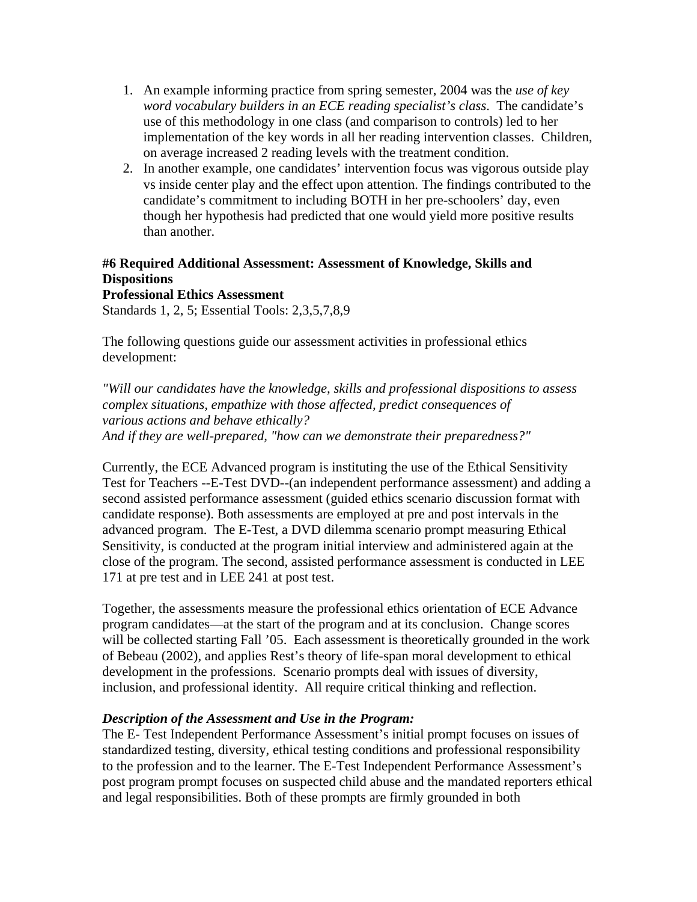1. An example informing practice from spring semester, 2004 was the *use of key word vocabulary builders in an ECE reading specialist's class*. The candidate's use of this methodology in one class (and comparison to controls) led to her implementation of the key words in all her reading intervention classes. Children, on average increased 2 reading levels with the treatment condition.
2. In another example, one candidates' intervention focus was vigorous outside play vs inside center play and the effect upon attention. The findings contributed to the candidate's commitment to including BOTH in her pre-schoolers' day, even though her hypothesis had predicted that one would yield more positive results than another.

**#6 Required Additional Assessment: Assessment of Knowledge, Skills and Dispositions**

**Professional Ethics Assessment**

Standards 1, 2, 5; Essential Tools: 2,3,5,7,8,9

The following questions guide our assessment activities in professional ethics development:

*"Will our candidates have the knowledge, skills and professional dispositions to assess complex situations, empathize with those affected, predict consequences of various actions and behave ethically?*
*And if they are well-prepared, "how can we demonstrate their preparedness?"*

Currently, the ECE Advanced program is instituting the use of the Ethical Sensitivity Test for Teachers --E-Test DVD--(an independent performance assessment) and adding a second assisted performance assessment (guided ethics scenario discussion format with candidate response). Both assessments are employed at pre and post intervals in the advanced program. The E-Test, a DVD dilemma scenario prompt measuring Ethical Sensitivity, is conducted at the program initial interview and administered again at the close of the program. The second, assisted performance assessment is conducted in LEE 171 at pre test and in LEE 241 at post test.

Together, the assessments measure the professional ethics orientation of ECE Advance program candidates—at the start of the program and at its conclusion. Change scores will be collected starting Fall '05. Each assessment is theoretically grounded in the work of Bebeau (2002), and applies Rest's theory of life-span moral development to ethical development in the professions. Scenario prompts deal with issues of diversity, inclusion, and professional identity. All require critical thinking and reflection.

***Description of the Assessment and Use in the Program:***

The E- Test Independent Performance Assessment's initial prompt focuses on issues of standardized testing, diversity, ethical testing conditions and professional responsibility to the profession and to the learner. The E-Test Independent Performance Assessment's post program prompt focuses on suspected child abuse and the mandated reporters ethical and legal responsibilities. Both of these prompts are firmly grounded in both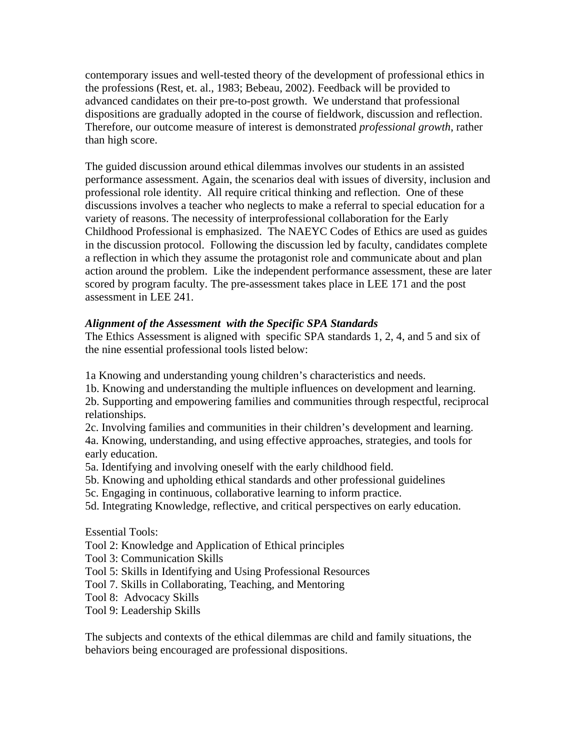contemporary issues and well-tested theory of the development of professional ethics in the professions (Rest, et. al., 1983; Bebeau, 2002). Feedback will be provided to advanced candidates on their pre-to-post growth. We understand that professional dispositions are gradually adopted in the course of fieldwork, discussion and reflection. Therefore, our outcome measure of interest is demonstrated *professional growth*, rather than high score.

The guided discussion around ethical dilemmas involves our students in an assisted performance assessment. Again, the scenarios deal with issues of diversity, inclusion and professional role identity. All require critical thinking and reflection. One of these discussions involves a teacher who neglects to make a referral to special education for a variety of reasons. The necessity of interprofessional collaboration for the Early Childhood Professional is emphasized. The NAEYC Codes of Ethics are used as guides in the discussion protocol. Following the discussion led by faculty, candidates complete a reflection in which they assume the protagonist role and communicate about and plan action around the problem. Like the independent performance assessment, these are later scored by program faculty. The pre-assessment takes place in LEE 171 and the post assessment in LEE 241.

***Alignment of the Assessment with the Specific SPA Standards***

The Ethics Assessment is aligned with specific SPA standards 1, 2, 4, and 5 and six of the nine essential professional tools listed below:

1a Knowing and understanding young children's characteristics and needs.
1b. Knowing and understanding the multiple influences on development and learning.
2b. Supporting and empowering families and communities through respectful, reciprocal relationships.
2c. Involving families and communities in their children's development and learning.
4a. Knowing, understanding, and using effective approaches, strategies, and tools for early education.
5a. Identifying and involving oneself with the early childhood field.
5b. Knowing and upholding ethical standards and other professional guidelines
5c. Engaging in continuous, collaborative learning to inform practice.
5d. Integrating Knowledge, reflective, and critical perspectives on early education.

Essential Tools:
Tool 2: Knowledge and Application of Ethical principles
Tool 3: Communication Skills
Tool 5: Skills in Identifying and Using Professional Resources
Tool 7. Skills in Collaborating, Teaching, and Mentoring
Tool 8: Advocacy Skills
Tool 9: Leadership Skills

The subjects and contexts of the ethical dilemmas are child and family situations, the behaviors being encouraged are professional dispositions.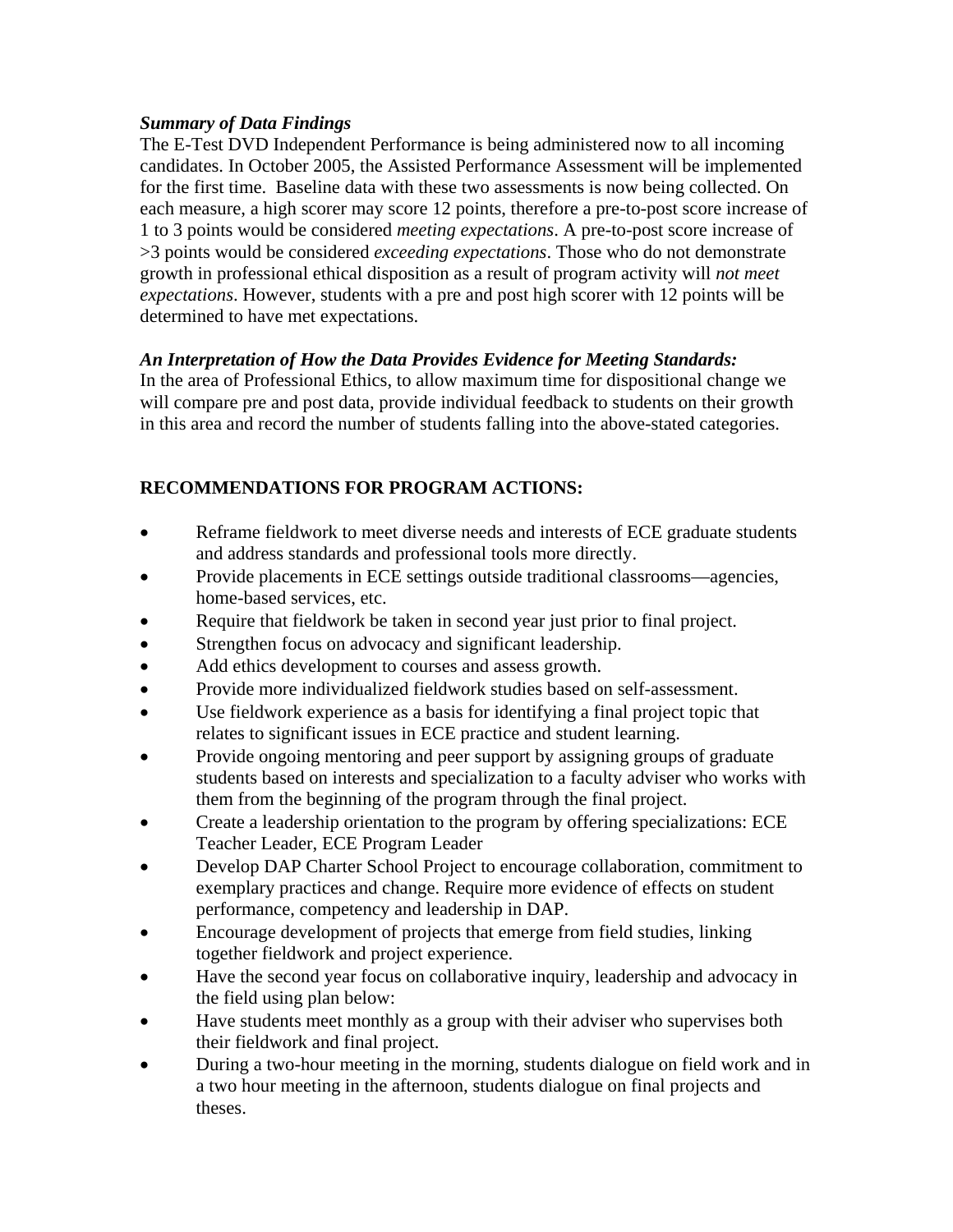***Summary of Data Findings***

The E-Test DVD Independent Performance is being administered now to all incoming candidates. In October 2005, the Assisted Performance Assessment will be implemented for the first time. Baseline data with these two assessments is now being collected. On each measure, a high scorer may score 12 points, therefore a pre-to-post score increase of 1 to 3 points would be considered *meeting expectations*. A pre-to-post score increase of >3 points would be considered *exceeding expectations*. Those who do not demonstrate growth in professional ethical disposition as a result of program activity will *not meet expectations*. However, students with a pre and post high scorer with 12 points will be determined to have met expectations.

***An Interpretation of How the Data Provides Evidence for Meeting Standards:***

In the area of Professional Ethics, to allow maximum time for dispositional change we will compare pre and post data, provide individual feedback to students on their growth in this area and record the number of students falling into the above-stated categories.

**RECOMMENDATIONS FOR PROGRAM ACTIONS:**

- Reframe fieldwork to meet diverse needs and interests of ECE graduate students and address standards and professional tools more directly.
- Provide placements in ECE settings outside traditional classrooms—agencies, home-based services, etc.
- Require that fieldwork be taken in second year just prior to final project.
- Strengthen focus on advocacy and significant leadership.
- Add ethics development to courses and assess growth.
- Provide more individualized fieldwork studies based on self-assessment.
- Use fieldwork experience as a basis for identifying a final project topic that relates to significant issues in ECE practice and student learning.
- Provide ongoing mentoring and peer support by assigning groups of graduate students based on interests and specialization to a faculty adviser who works with them from the beginning of the program through the final project.
- Create a leadership orientation to the program by offering specializations: ECE Teacher Leader, ECE Program Leader
- Develop DAP Charter School Project to encourage collaboration, commitment to exemplary practices and change. Require more evidence of effects on student performance, competency and leadership in DAP.
- Encourage development of projects that emerge from field studies, linking together fieldwork and project experience.
- Have the second year focus on collaborative inquiry, leadership and advocacy in the field using plan below:
- Have students meet monthly as a group with their adviser who supervises both their fieldwork and final project.
- During a two-hour meeting in the morning, students dialogue on field work and in a two hour meeting in the afternoon, students dialogue on final projects and theses.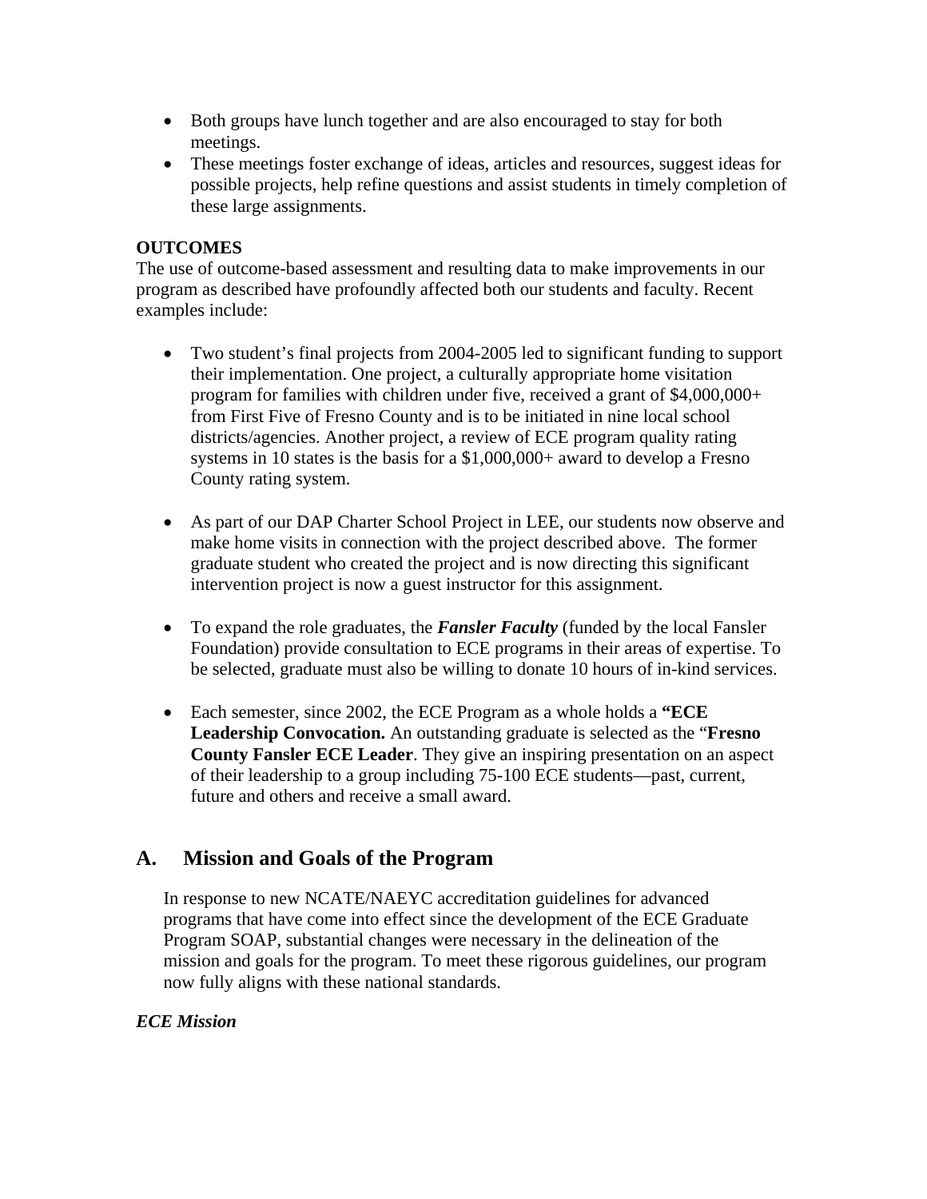- Both groups have lunch together and are also encouraged to stay for both meetings.
- These meetings foster exchange of ideas, articles and resources, suggest ideas for possible projects, help refine questions and assist students in timely completion of these large assignments.

**OUTCOMES**

The use of outcome-based assessment and resulting data to make improvements in our program as described have profoundly affected both our students and faculty. Recent examples include:

- Two student's final projects from 2004-2005 led to significant funding to support their implementation. One project, a culturally appropriate home visitation program for families with children under five, received a grant of $4,000,000+ from First Five of Fresno County and is to be initiated in nine local school districts/agencies. Another project, a review of ECE program quality rating systems in 10 states is the basis for a $1,000,000+ award to develop a Fresno County rating system.

- As part of our DAP Charter School Project in LEE, our students now observe and make home visits in connection with the project described above. The former graduate student who created the project and is now directing this significant intervention project is now a guest instructor for this assignment.

- To expand the role graduates, the ***Fansler Faculty*** (funded by the local Fansler Foundation) provide consultation to ECE programs in their areas of expertise. To be selected, graduate must also be willing to donate 10 hours of in-kind services.

- Each semester, since 2002, the ECE Program as a whole holds a **"ECE Leadership Convocation.** An outstanding graduate is selected as the "**Fresno County Fansler ECE Leader**. They give an inspiring presentation on an aspect of their leadership to a group including 75-100 ECE students—past, current, future and others and receive a small award.

## A. Mission and Goals of the Program

In response to new NCATE/NAEYC accreditation guidelines for advanced programs that have come into effect since the development of the ECE Graduate Program SOAP, substantial changes were necessary in the delineation of the mission and goals for the program. To meet these rigorous guidelines, our program now fully aligns with these national standards.

***ECE Mission***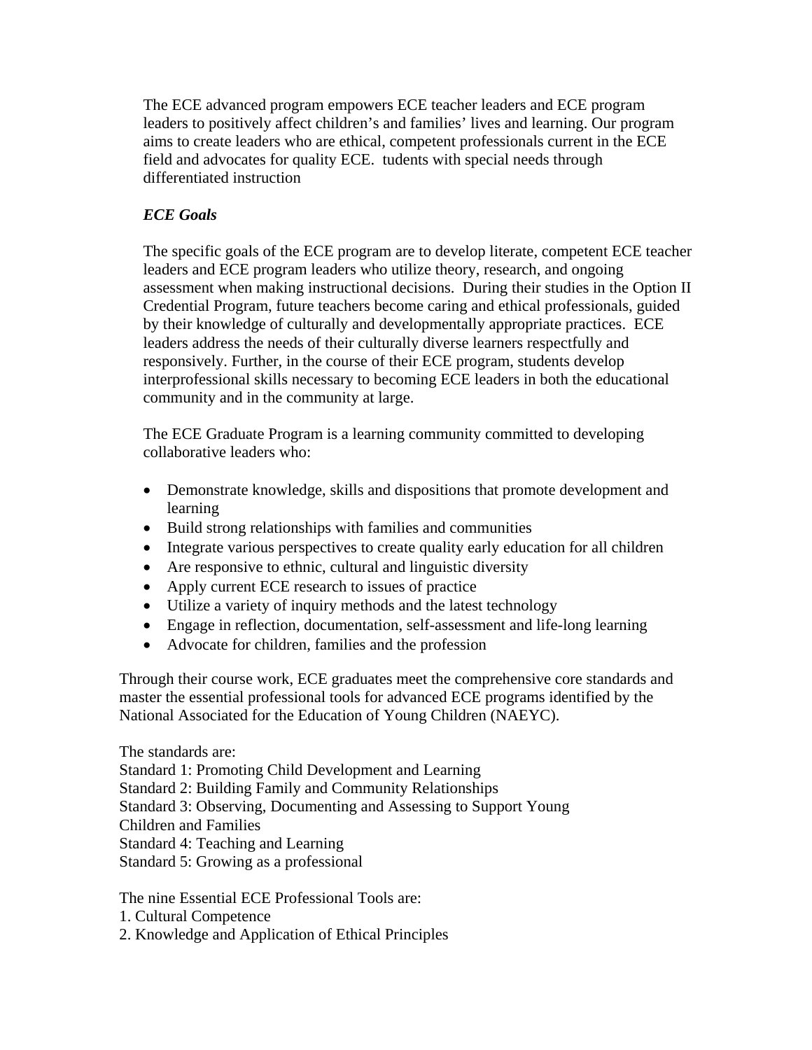The ECE advanced program empowers ECE teacher leaders and ECE program leaders to positively affect children's and families' lives and learning. Our program aims to create leaders who are ethical, competent professionals current in the ECE field and advocates for quality ECE.  tudents with special needs through differentiated instruction

***ECE Goals***

The specific goals of the ECE program are to develop literate, competent ECE teacher leaders and ECE program leaders who utilize theory, research, and ongoing assessment when making instructional decisions.  During their studies in the Option II Credential Program, future teachers become caring and ethical professionals, guided by their knowledge of culturally and developmentally appropriate practices.  ECE leaders address the needs of their culturally diverse learners respectfully and responsively. Further, in the course of their ECE program, students develop interprofessional skills necessary to becoming ECE leaders in both the educational community and in the community at large.

The ECE Graduate Program is a learning community committed to developing collaborative leaders who:

- Demonstrate knowledge, skills and dispositions that promote development and learning
- Build strong relationships with families and communities
- Integrate various perspectives to create quality early education for all children
- Are responsive to ethnic, cultural and linguistic diversity
- Apply current ECE research to issues of practice
- Utilize a variety of inquiry methods and the latest technology
- Engage in reflection, documentation, self-assessment and life-long learning
- Advocate for children, families and the profession

Through their course work, ECE graduates meet the comprehensive core standards and master the essential professional tools for advanced ECE programs identified by the National Associated for the Education of Young Children (NAEYC).

The standards are:
Standard 1: Promoting Child Development and Learning
Standard 2: Building Family and Community Relationships
Standard 3: Observing, Documenting and Assessing to Support Young Children and Families
Standard 4: Teaching and Learning
Standard 5: Growing as a professional

The nine Essential ECE Professional Tools are:
1. Cultural Competence
2. Knowledge and Application of Ethical Principles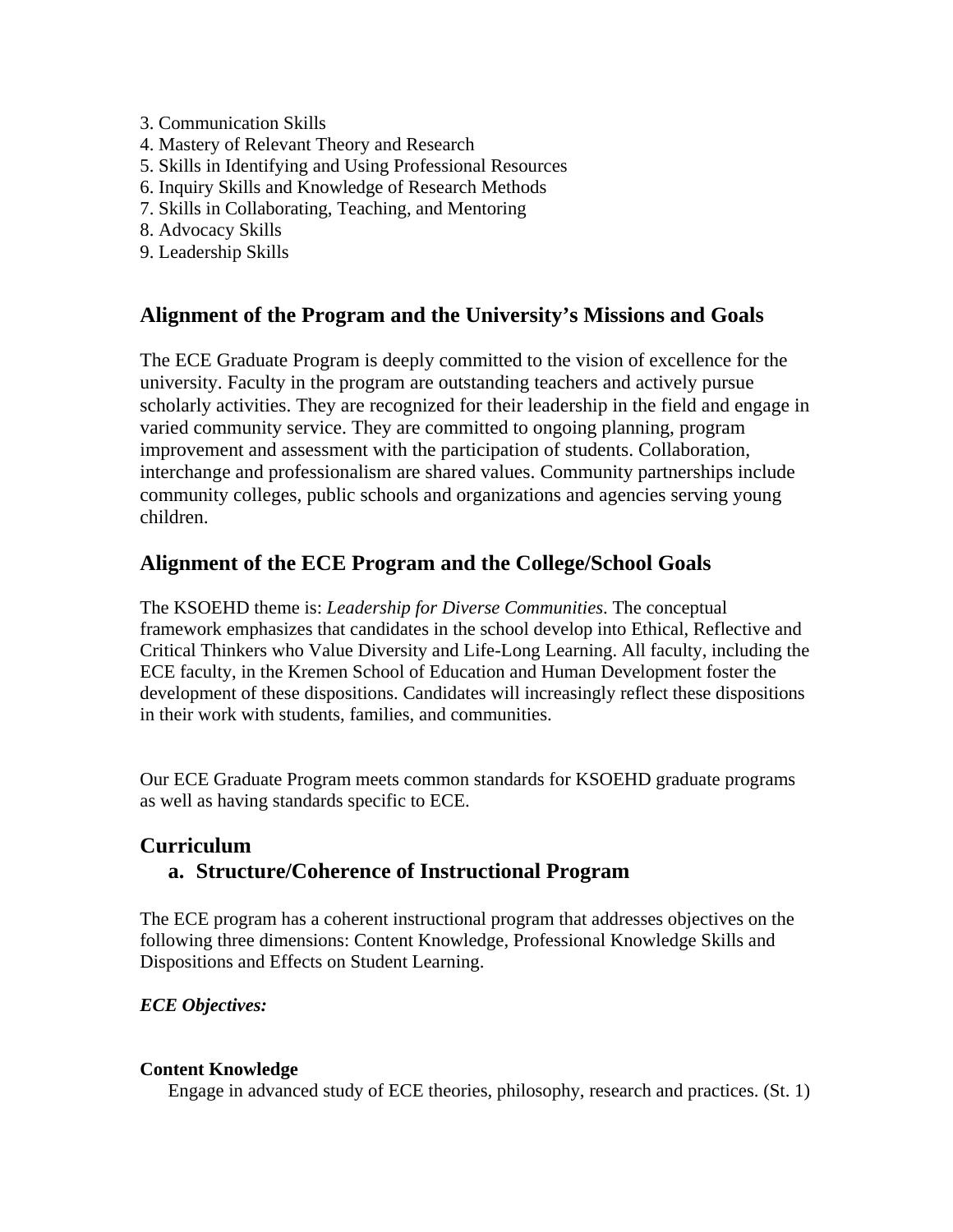3. Communication Skills
4. Mastery of Relevant Theory and Research
5. Skills in Identifying and Using Professional Resources
6. Inquiry Skills and Knowledge of Research Methods
7. Skills in Collaborating, Teaching, and Mentoring
8. Advocacy Skills
9. Leadership Skills

## Alignment of the Program and the University's Missions and Goals

The ECE Graduate Program is deeply committed to the vision of excellence for the university. Faculty in the program are outstanding teachers and actively pursue scholarly activities. They are recognized for their leadership in the field and engage in varied community service. They are committed to ongoing planning, program improvement and assessment with the participation of students. Collaboration, interchange and professionalism are shared values. Community partnerships include community colleges, public schools and organizations and agencies serving young children.

## Alignment of the ECE Program and the College/School Goals

The KSOEHD theme is: *Leadership for Diverse Communities*. The conceptual framework emphasizes that candidates in the school develop into Ethical, Reflective and Critical Thinkers who Value Diversity and Life-Long Learning. All faculty, including the ECE faculty, in the Kremen School of Education and Human Development foster the development of these dispositions. Candidates will increasingly reflect these dispositions in their work with students, families, and communities.

Our ECE Graduate Program meets common standards for KSOEHD graduate programs as well as having standards specific to ECE.

## Curriculum

### a. Structure/Coherence of Instructional Program

The ECE program has a coherent instructional program that addresses objectives on the following three dimensions: Content Knowledge, Professional Knowledge Skills and Dispositions and Effects on Student Learning.

***ECE Objectives:***

**Content Knowledge**

Engage in advanced study of ECE theories, philosophy, research and practices. (St. 1)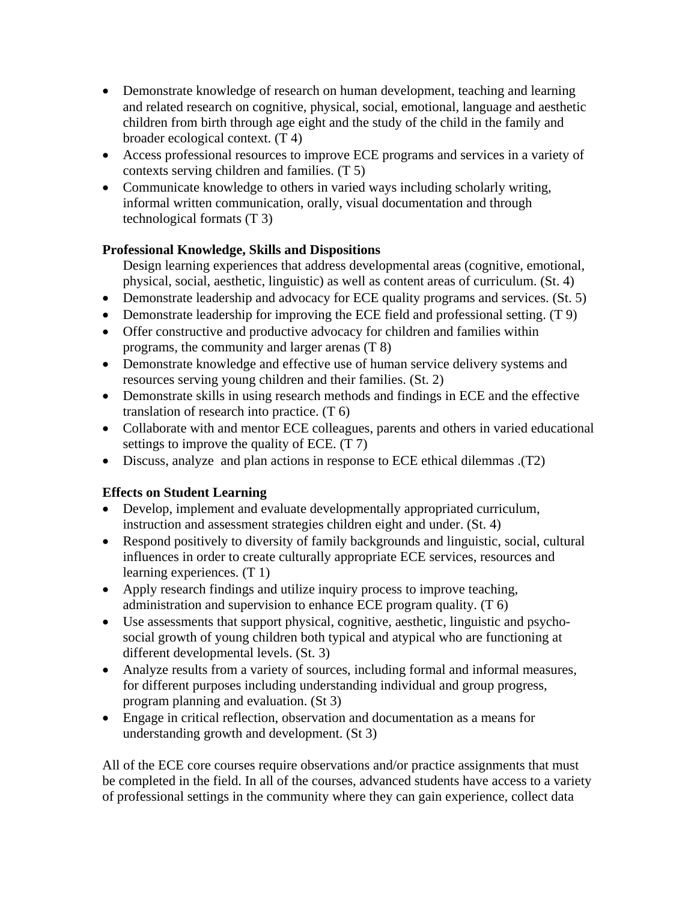- Demonstrate knowledge of research on human development, teaching and learning and related research on cognitive, physical, social, emotional, language and aesthetic children from birth through age eight and the study of the child in the family and broader ecological context. (T 4)
- Access professional resources to improve ECE programs and services in a variety of contexts serving children and families. (T 5)
- Communicate knowledge to others in varied ways including scholarly writing, informal written communication, orally, visual documentation and through technological formats (T 3)

**Professional Knowledge, Skills and Dispositions**

Design learning experiences that address developmental areas (cognitive, emotional, physical, social, aesthetic, linguistic) as well as content areas of curriculum. (St. 4)

- Demonstrate leadership and advocacy for ECE quality programs and services. (St. 5)
- Demonstrate leadership for improving the ECE field and professional setting. (T 9)
- Offer constructive and productive advocacy for children and families within programs, the community and larger arenas (T 8)
- Demonstrate knowledge and effective use of human service delivery systems and resources serving young children and their families. (St. 2)
- Demonstrate skills in using research methods and findings in ECE and the effective translation of research into practice. (T 6)
- Collaborate with and mentor ECE colleagues, parents and others in varied educational settings to improve the quality of ECE. (T 7)
- Discuss, analyze and plan actions in response to ECE ethical dilemmas .(T2)

**Effects on Student Learning**

- Develop, implement and evaluate developmentally appropriated curriculum, instruction and assessment strategies children eight and under. (St. 4)
- Respond positively to diversity of family backgrounds and linguistic, social, cultural influences in order to create culturally appropriate ECE services, resources and learning experiences. (T 1)
- Apply research findings and utilize inquiry process to improve teaching, administration and supervision to enhance ECE program quality. (T 6)
- Use assessments that support physical, cognitive, aesthetic, linguistic and psycho-social growth of young children both typical and atypical who are functioning at different developmental levels. (St. 3)
- Analyze results from a variety of sources, including formal and informal measures, for different purposes including understanding individual and group progress, program planning and evaluation. (St 3)
- Engage in critical reflection, observation and documentation as a means for understanding growth and development. (St 3)

All of the ECE core courses require observations and/or practice assignments that must be completed in the field. In all of the courses, advanced students have access to a variety of professional settings in the community where they can gain experience, collect data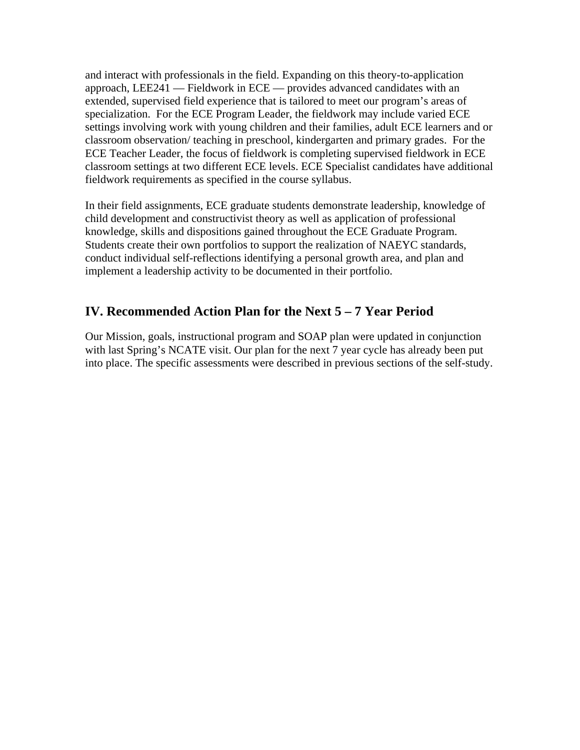and interact with professionals in the field. Expanding on this theory-to-application approach, LEE241 — Fieldwork in ECE — provides advanced candidates with an extended, supervised field experience that is tailored to meet our program's areas of specialization. For the ECE Program Leader, the fieldwork may include varied ECE settings involving work with young children and their families, adult ECE learners and or classroom observation/ teaching in preschool, kindergarten and primary grades. For the ECE Teacher Leader, the focus of fieldwork is completing supervised fieldwork in ECE classroom settings at two different ECE levels. ECE Specialist candidates have additional fieldwork requirements as specified in the course syllabus.

In their field assignments, ECE graduate students demonstrate leadership, knowledge of child development and constructivist theory as well as application of professional knowledge, skills and dispositions gained throughout the ECE Graduate Program. Students create their own portfolios to support the realization of NAEYC standards, conduct individual self-reflections identifying a personal growth area, and plan and implement a leadership activity to be documented in their portfolio.

## IV. Recommended Action Plan for the Next 5 – 7 Year Period

Our Mission, goals, instructional program and SOAP plan were updated in conjunction with last Spring's NCATE visit. Our plan for the next 7 year cycle has already been put into place. The specific assessments were described in previous sections of the self-study.